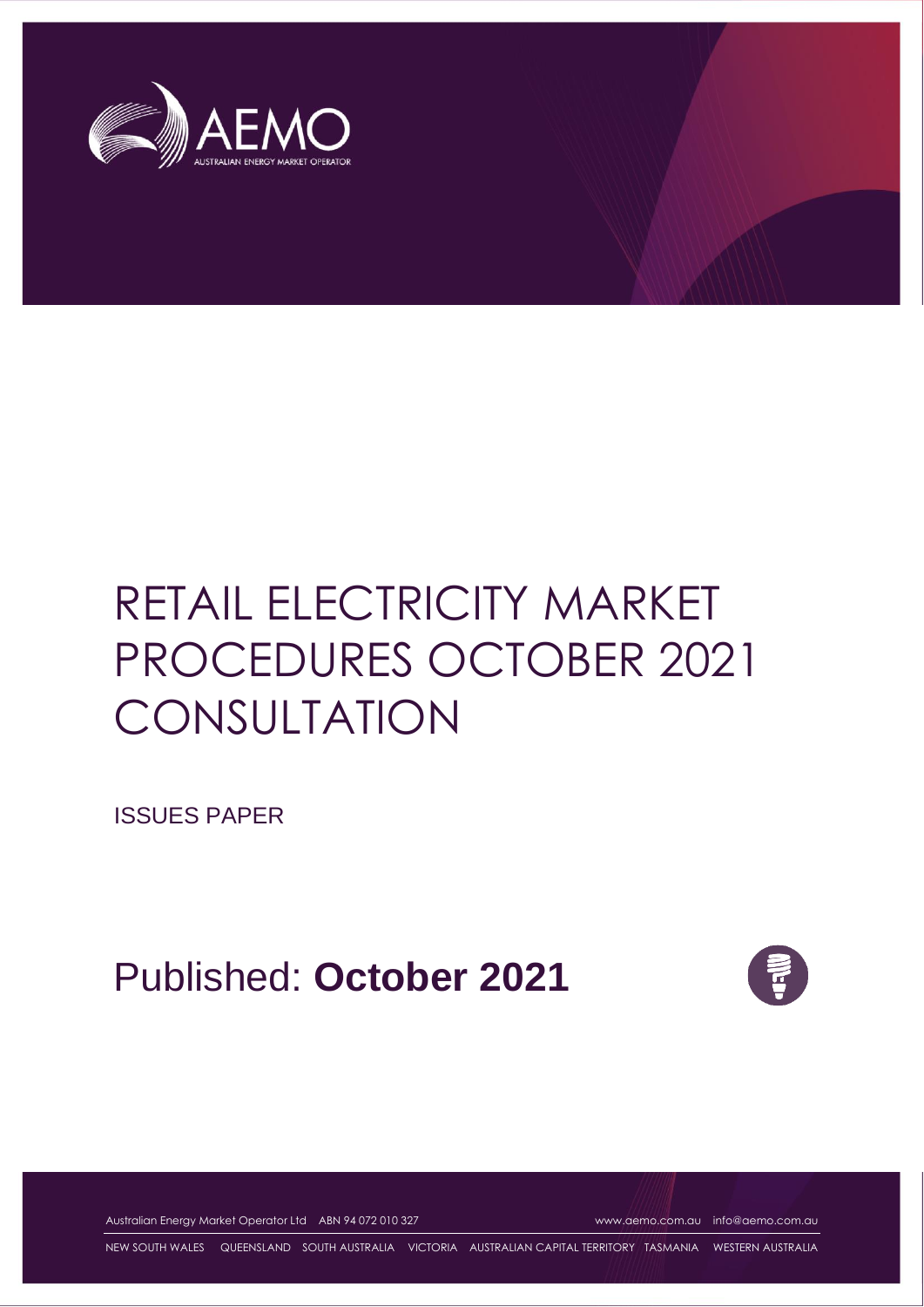# RETAIL ELECTRICITY MARKET PROCEDURES OCTOBER 2021 CONSULTATION

ISSUES PAPER

Published: **October 2021**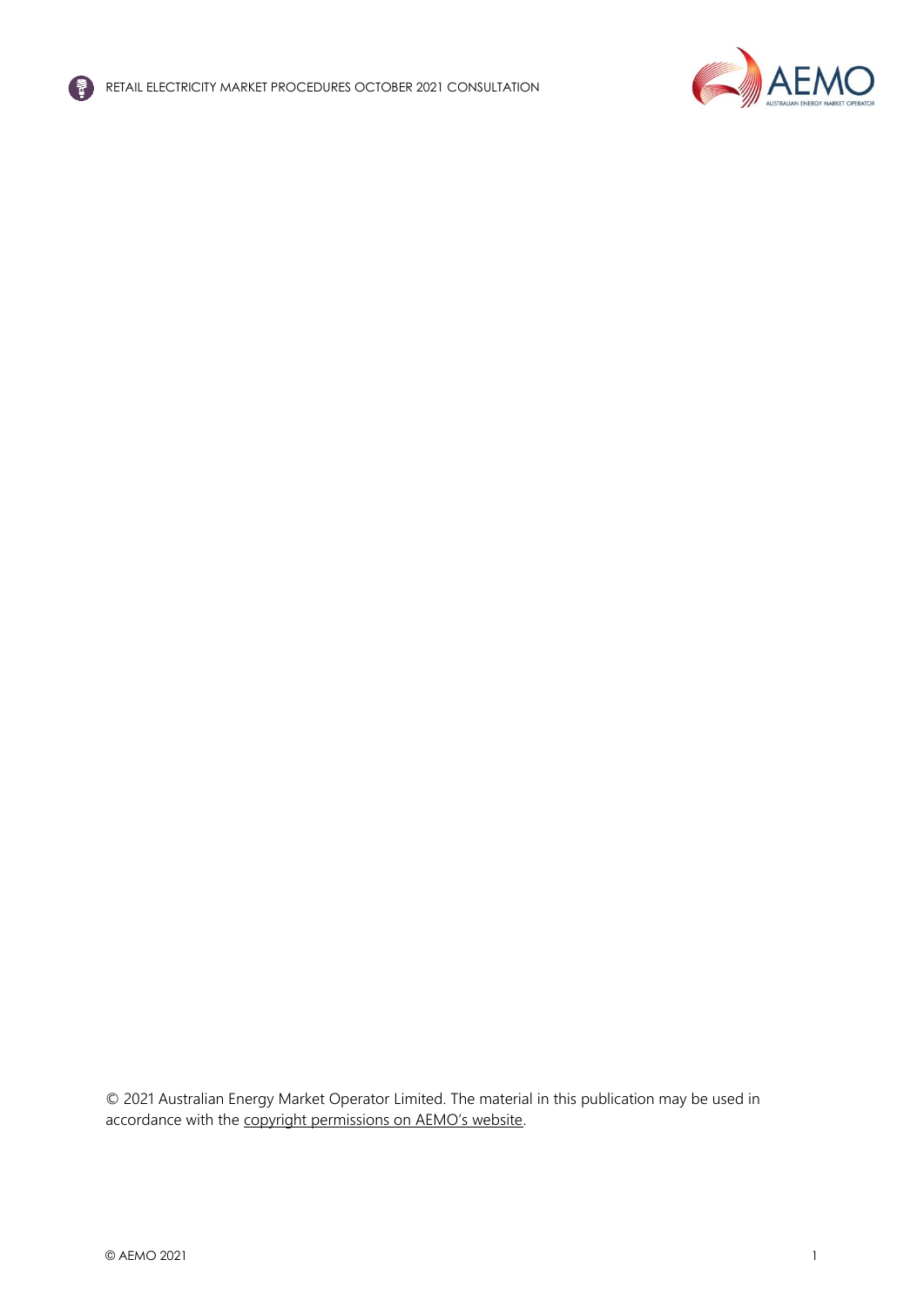© 2021 Australian Energy Market Operator Limited. The material in this publication may be used in accordance with the copyright permissions on AEMO's website.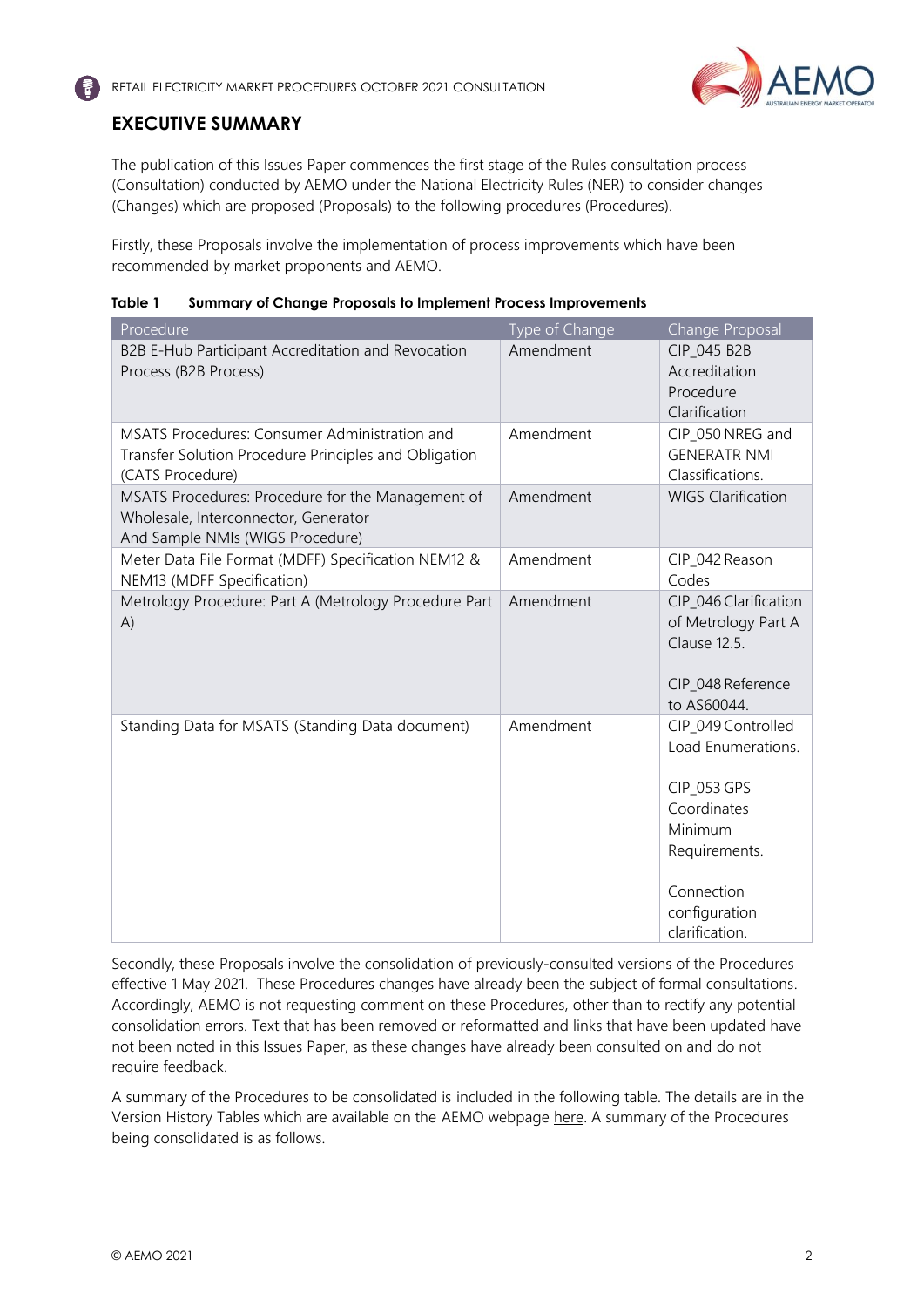## EXECUTIVE SUMMARY

The publication of this Issues Paper commences the first stage of the Rules consultation process (Consultation) conducted by AEMO under the National Electricity Rules (NER) to consider changes (Changes) which are proposed (Proposals) to the following procedures (Procedures).

Firstly, these Proposals involve the implementation of process improvements which have been recommended by market proponents and AEMO.

**Table 1 Summary of Change Proposals to Implement Process Improvements**

| Procedure | Type of Change | Change Proposal |
| --- | --- | --- |
| B2B E-Hub Participant Accreditation and Revocation Process (B2B Process) | Amendment | CIP_045 B2B Accreditation Procedure Clarification |
| MSATS Procedures: Consumer Administration and Transfer Solution Procedure Principles and Obligation (CATS Procedure) | Amendment | CIP_050 NREG and GENERATR NMI Classifications. |
| MSATS Procedures: Procedure for the Management of Wholesale, Interconnector, Generator And Sample NMIs (WIGS Procedure) | Amendment | WIGS Clarification |
| Meter Data File Format (MDFF) Specification NEM12 & NEM13 (MDFF Specification) | Amendment | CIP_042 Reason Codes |
| Metrology Procedure: Part A (Metrology Procedure Part A) | Amendment | CIP_046 Clarification of Metrology Part A Clause 12.5.<br><br>CIP_048 Reference to AS60044. |
| Standing Data for MSATS (Standing Data document) | Amendment | CIP_049 Controlled Load Enumerations.<br><br>CIP_053 GPS Coordinates Minimum Requirements.<br><br>Connection configuration clarification. |

Secondly, these Proposals involve the consolidation of previously-consulted versions of the Procedures effective 1 May 2021. These Procedures changes have already been the subject of formal consultations. Accordingly, AEMO is not requesting comment on these Procedures, other than to rectify any potential consolidation errors. Text that has been removed or reformatted and links that have been updated have not been noted in this Issues Paper, as these changes have already been consulted on and do not require feedback.

A summary of the Procedures to be consolidated is included in the following table. The details are in the Version History Tables which are available on the AEMO webpage here. A summary of the Procedures being consolidated is as follows.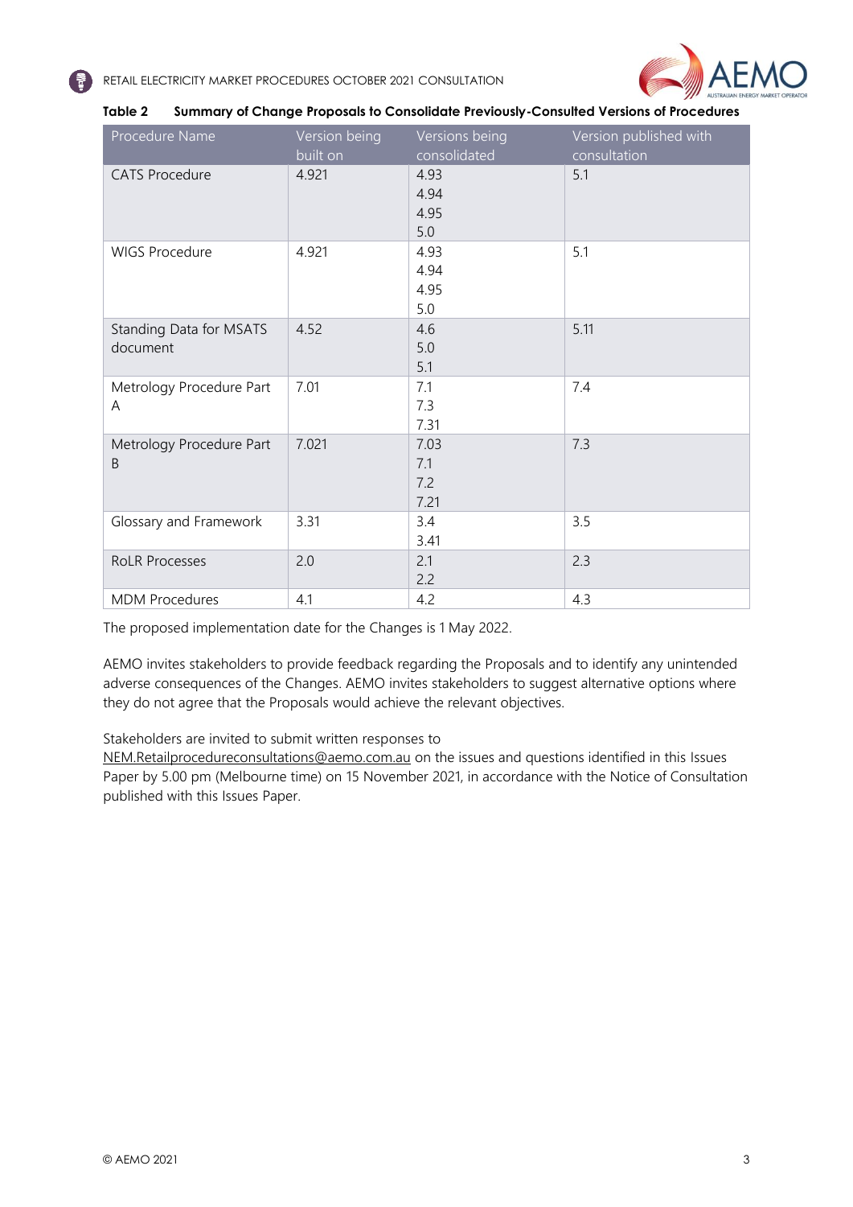**Table 2 Summary of Change Proposals to Consolidate Previously-Consulted Versions of Procedures**

| Procedure Name | Version being built on | Versions being consolidated | Version published with consultation |
|---|---|---|---|
| CATS Procedure | 4.921 | 4.93<br>4.94<br>4.95<br>5.0 | 5.1 |
| WIGS Procedure | 4.921 | 4.93<br>4.94<br>4.95<br>5.0 | 5.1 |
| Standing Data for MSATS document | 4.52 | 4.6<br>5.0<br>5.1 | 5.11 |
| Metrology Procedure Part A | 7.01 | 7.1<br>7.3<br>7.31 | 7.4 |
| Metrology Procedure Part B | 7.021 | 7.03<br>7.1<br>7.2<br>7.21 | 7.3 |
| Glossary and Framework | 3.31 | 3.4<br>3.41 | 3.5 |
| RoLR Processes | 2.0 | 2.1<br>2.2 | 2.3 |
| MDM Procedures | 4.1 | 4.2 | 4.3 |

The proposed implementation date for the Changes is 1 May 2022.

AEMO invites stakeholders to provide feedback regarding the Proposals and to identify any unintended adverse consequences of the Changes. AEMO invites stakeholders to suggest alternative options where they do not agree that the Proposals would achieve the relevant objectives.

Stakeholders are invited to submit written responses to NEM.Retailprocedureconsultations@aemo.com.au on the issues and questions identified in this Issues Paper by 5.00 pm (Melbourne time) on 15 November 2021, in accordance with the Notice of Consultation published with this Issues Paper.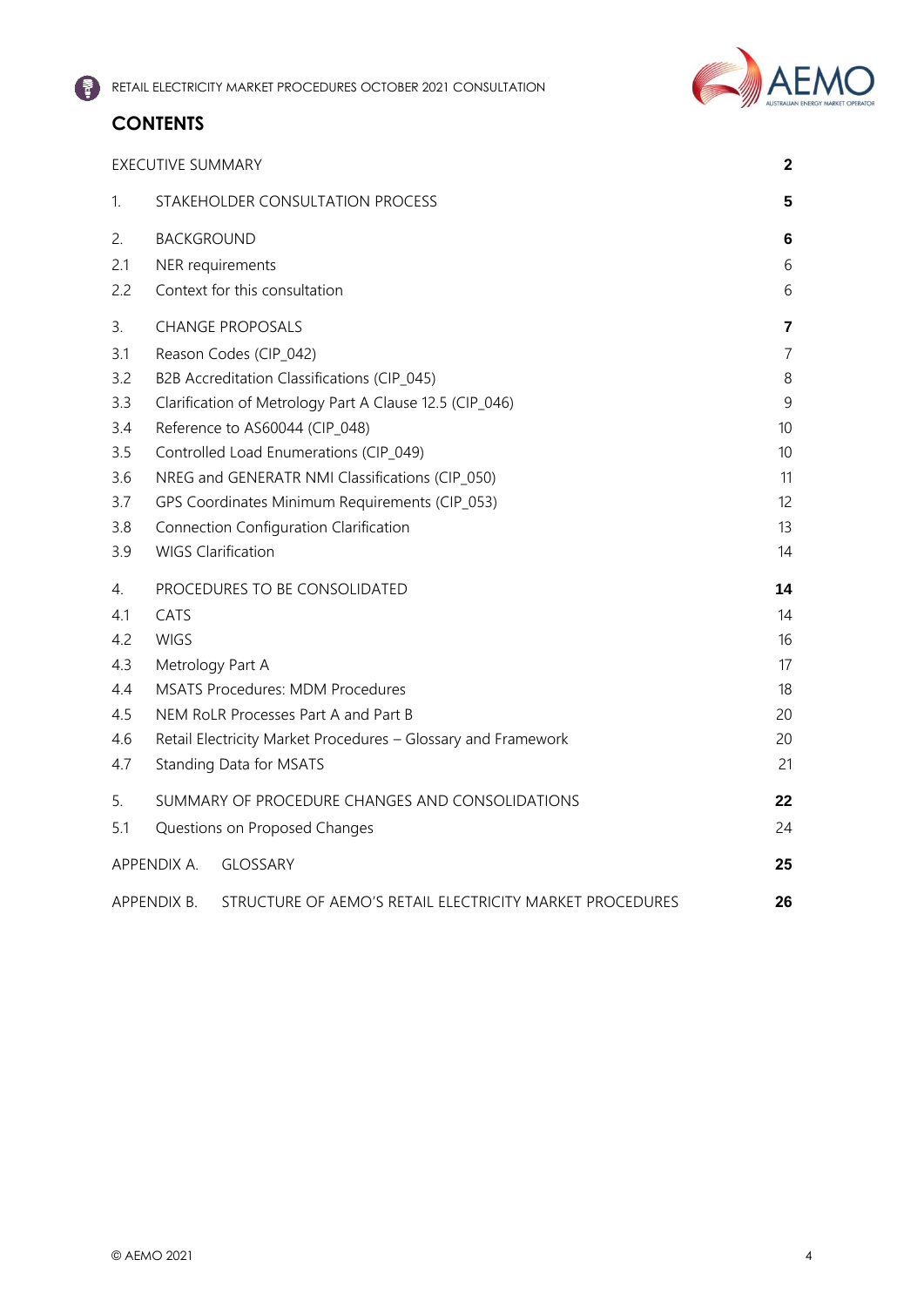## CONTENTS

| | | |
|---|---|---|
| EXECUTIVE SUMMARY | | **2** |
| 1. | STAKEHOLDER CONSULTATION PROCESS | **5** |
| 2. | BACKGROUND | **6** |
| 2.1 | NER requirements | 6 |
| 2.2 | Context for this consultation | 6 |
| 3. | CHANGE PROPOSALS | **7** |
| 3.1 | Reason Codes (CIP_042) | 7 |
| 3.2 | B2B Accreditation Classifications (CIP_045) | 8 |
| 3.3 | Clarification of Metrology Part A Clause 12.5 (CIP_046) | 9 |
| 3.4 | Reference to AS60044 (CIP_048) | 10 |
| 3.5 | Controlled Load Enumerations (CIP_049) | 10 |
| 3.6 | NREG and GENERATR NMI Classifications (CIP_050) | 11 |
| 3.7 | GPS Coordinates Minimum Requirements (CIP_053) | 12 |
| 3.8 | Connection Configuration Clarification | 13 |
| 3.9 | WIGS Clarification | 14 |
| 4. | PROCEDURES TO BE CONSOLIDATED | **14** |
| 4.1 | CATS | 14 |
| 4.2 | WIGS | 16 |
| 4.3 | Metrology Part A | 17 |
| 4.4 | MSATS Procedures: MDM Procedures | 18 |
| 4.5 | NEM RoLR Processes Part A and Part B | 20 |
| 4.6 | Retail Electricity Market Procedures – Glossary and Framework | 20 |
| 4.7 | Standing Data for MSATS | 21 |
| 5. | SUMMARY OF PROCEDURE CHANGES AND CONSOLIDATIONS | **22** |
| 5.1 | Questions on Proposed Changes | 24 |
| APPENDIX A. | GLOSSARY | **25** |
| APPENDIX B. | STRUCTURE OF AEMO'S RETAIL ELECTRICITY MARKET PROCEDURES | **26** |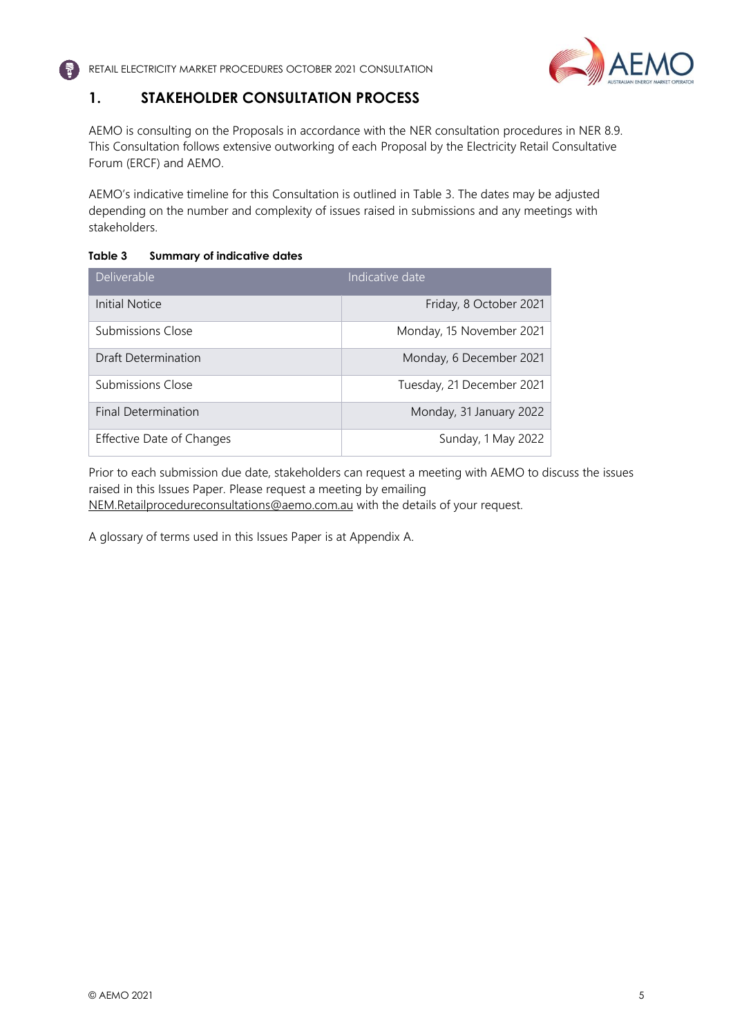## 1. STAKEHOLDER CONSULTATION PROCESS

AEMO is consulting on the Proposals in accordance with the NER consultation procedures in NER 8.9. This Consultation follows extensive outworking of each Proposal by the Electricity Retail Consultative Forum (ERCF) and AEMO.

AEMO's indicative timeline for this Consultation is outlined in Table 3. The dates may be adjusted depending on the number and complexity of issues raised in submissions and any meetings with stakeholders.

**Table 3 Summary of indicative dates**

| Deliverable | Indicative date |
|---|---|
| Initial Notice | Friday, 8 October 2021 |
| Submissions Close | Monday, 15 November 2021 |
| Draft Determination | Monday, 6 December 2021 |
| Submissions Close | Tuesday, 21 December 2021 |
| Final Determination | Monday, 31 January 2022 |
| Effective Date of Changes | Sunday, 1 May 2022 |

Prior to each submission due date, stakeholders can request a meeting with AEMO to discuss the issues raised in this Issues Paper. Please request a meeting by emailing NEM.Retailprocedureconsultations@aemo.com.au with the details of your request.

A glossary of terms used in this Issues Paper is at Appendix A.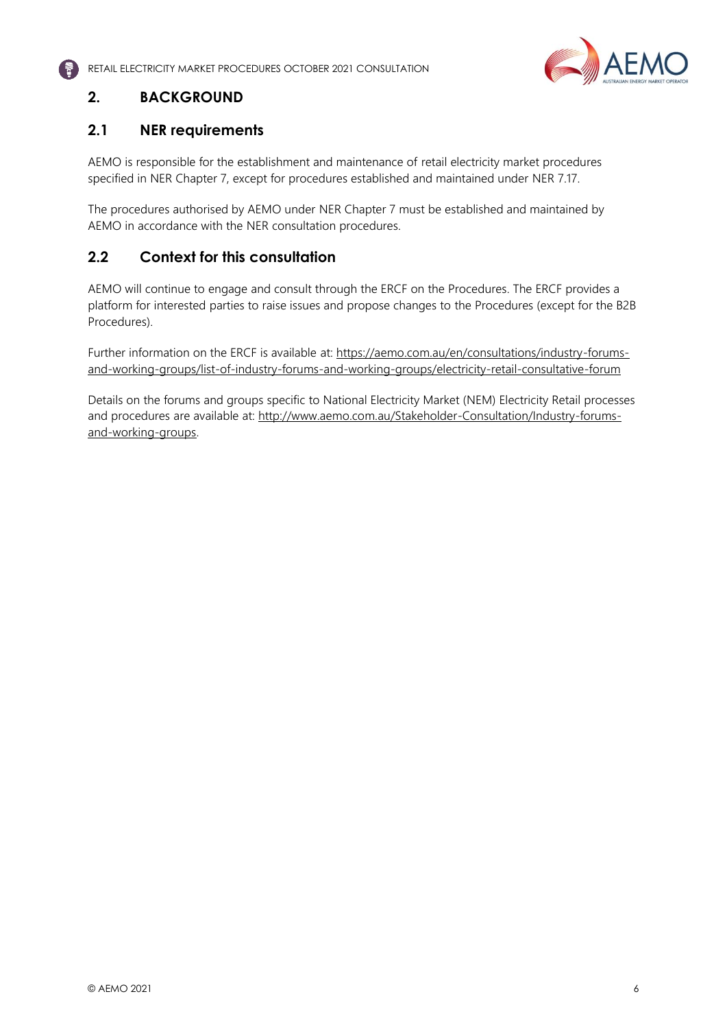## 2. BACKGROUND

### 2.1 NER requirements

AEMO is responsible for the establishment and maintenance of retail electricity market procedures specified in NER Chapter 7, except for procedures established and maintained under NER 7.17.

The procedures authorised by AEMO under NER Chapter 7 must be established and maintained by AEMO in accordance with the NER consultation procedures.

### 2.2 Context for this consultation

AEMO will continue to engage and consult through the ERCF on the Procedures. The ERCF provides a platform for interested parties to raise issues and propose changes to the Procedures (except for the B2B Procedures).

Further information on the ERCF is available at: https://aemo.com.au/en/consultations/industry-forums-and-working-groups/list-of-industry-forums-and-working-groups/electricity-retail-consultative-forum

Details on the forums and groups specific to National Electricity Market (NEM) Electricity Retail processes and procedures are available at: http://www.aemo.com.au/Stakeholder-Consultation/Industry-forums-and-working-groups.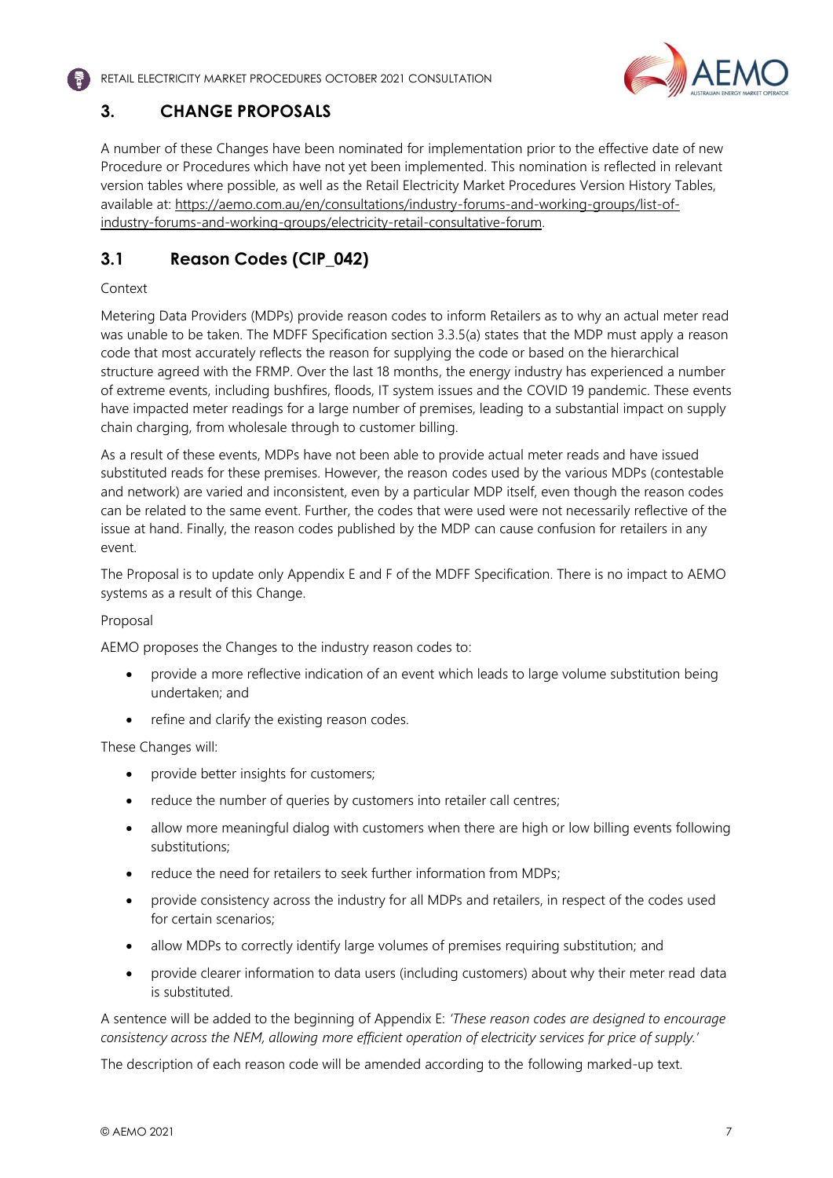# 3. CHANGE PROPOSALS

A number of these Changes have been nominated for implementation prior to the effective date of new Procedure or Procedures which have not yet been implemented. This nomination is reflected in relevant version tables where possible, as well as the Retail Electricity Market Procedures Version History Tables, available at: https://aemo.com.au/en/consultations/industry-forums-and-working-groups/list-of-industry-forums-and-working-groups/electricity-retail-consultative-forum.

## 3.1 Reason Codes (CIP_042)

Context

Metering Data Providers (MDPs) provide reason codes to inform Retailers as to why an actual meter read was unable to be taken. The MDFF Specification section 3.3.5(a) states that the MDP must apply a reason code that most accurately reflects the reason for supplying the code or based on the hierarchical structure agreed with the FRMP. Over the last 18 months, the energy industry has experienced a number of extreme events, including bushfires, floods, IT system issues and the COVID 19 pandemic. These events have impacted meter readings for a large number of premises, leading to a substantial impact on supply chain charging, from wholesale through to customer billing.

As a result of these events, MDPs have not been able to provide actual meter reads and have issued substituted reads for these premises. However, the reason codes used by the various MDPs (contestable and network) are varied and inconsistent, even by a particular MDP itself, even though the reason codes can be related to the same event. Further, the codes that were used were not necessarily reflective of the issue at hand. Finally, the reason codes published by the MDP can cause confusion for retailers in any event.

The Proposal is to update only Appendix E and F of the MDFF Specification. There is no impact to AEMO systems as a result of this Change.

Proposal

AEMO proposes the Changes to the industry reason codes to:

- provide a more reflective indication of an event which leads to large volume substitution being undertaken; and
- refine and clarify the existing reason codes.

These Changes will:

- provide better insights for customers;
- reduce the number of queries by customers into retailer call centres;
- allow more meaningful dialog with customers when there are high or low billing events following substitutions;
- reduce the need for retailers to seek further information from MDPs;
- provide consistency across the industry for all MDPs and retailers, in respect of the codes used for certain scenarios;
- allow MDPs to correctly identify large volumes of premises requiring substitution; and
- provide clearer information to data users (including customers) about why their meter read data is substituted.

A sentence will be added to the beginning of Appendix E: *'These reason codes are designed to encourage consistency across the NEM, allowing more efficient operation of electricity services for price of supply.'*

The description of each reason code will be amended according to the following marked-up text.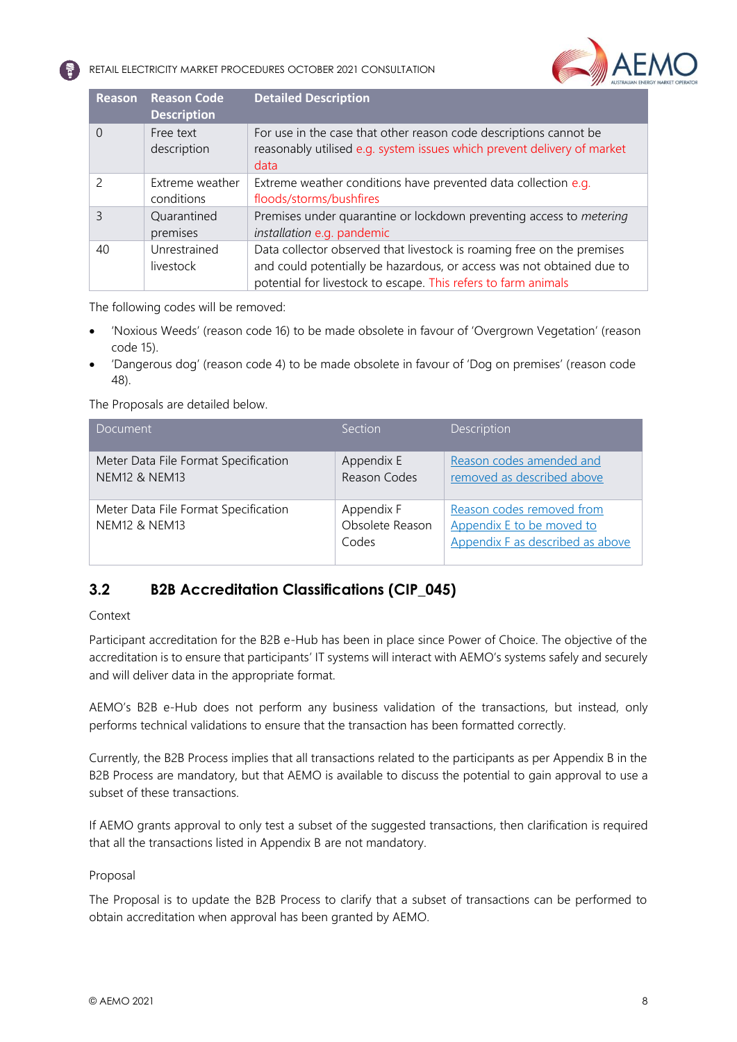| Reason | Reason Code Description | Detailed Description |
|---|---|---|
| 0 | Free text description | For use in the case that other reason code descriptions cannot be reasonably utilised e.g. system issues which prevent delivery of market data |
| 2 | Extreme weather conditions | Extreme weather conditions have prevented data collection e.g. floods/storms/bushfires |
| 3 | Quarantined premises | Premises under quarantine or lockdown preventing access to *metering installation* e.g. pandemic |
| 40 | Unrestrained livestock | Data collector observed that livestock is roaming free on the premises and could potentially be hazardous, or access was not obtained due to potential for livestock to escape. This refers to farm animals |

The following codes will be removed:

- 'Noxious Weeds' (reason code 16) to be made obsolete in favour of 'Overgrown Vegetation' (reason code 15).
- 'Dangerous dog' (reason code 4) to be made obsolete in favour of 'Dog on premises' (reason code 48).

The Proposals are detailed below.

| Document | Section | Description |
|---|---|---|
| Meter Data File Format Specification NEM12 & NEM13 | Appendix E Reason Codes | Reason codes amended and removed as described above |
| Meter Data File Format Specification NEM12 & NEM13 | Appendix F Obsolete Reason Codes | Reason codes removed from Appendix E to be moved to Appendix F as described as above |

## 3.2 B2B Accreditation Classifications (CIP_045)

Context

Participant accreditation for the B2B e-Hub has been in place since Power of Choice. The objective of the accreditation is to ensure that participants' IT systems will interact with AEMO's systems safely and securely and will deliver data in the appropriate format.

AEMO's B2B e-Hub does not perform any business validation of the transactions, but instead, only performs technical validations to ensure that the transaction has been formatted correctly.

Currently, the B2B Process implies that all transactions related to the participants as per Appendix B in the B2B Process are mandatory, but that AEMO is available to discuss the potential to gain approval to use a subset of these transactions.

If AEMO grants approval to only test a subset of the suggested transactions, then clarification is required that all the transactions listed in Appendix B are not mandatory.

Proposal

The Proposal is to update the B2B Process to clarify that a subset of transactions can be performed to obtain accreditation when approval has been granted by AEMO.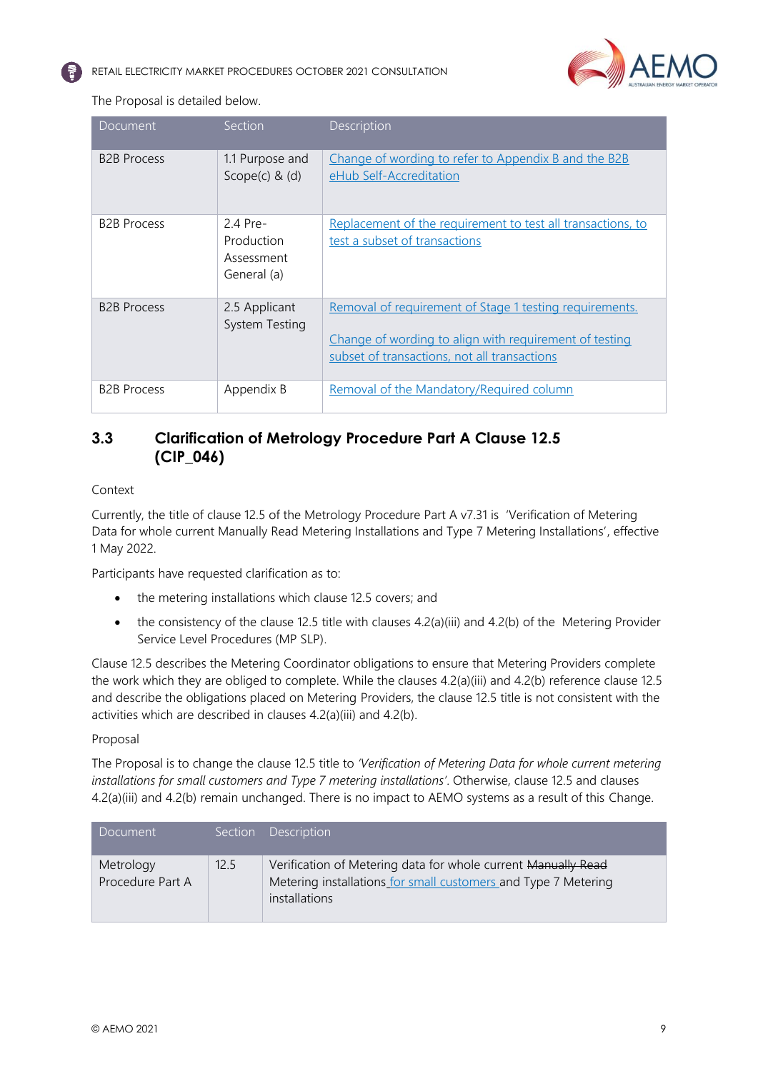The Proposal is detailed below.

| Document | Section | Description |
|---|---|---|
| B2B Process | 1.1 Purpose and Scope(c) & (d) | <u>Change of wording to refer to Appendix B and the B2B eHub Self-Accreditation</u> |
| B2B Process | 2.4 Pre-Production Assessment General (a) | <u>Replacement of the requirement to test all transactions, to test a subset of transactions</u> |
| B2B Process | 2.5 Applicant System Testing | <u>Removal of requirement of Stage 1 testing requirements.</u><br><br><u>Change of wording to align with requirement of testing subset of transactions, not all transactions</u> |
| B2B Process | Appendix B | <u>Removal of the Mandatory/Required column</u> |

## 3.3 Clarification of Metrology Procedure Part A Clause 12.5 (CIP_046)

Context

Currently, the title of clause 12.5 of the Metrology Procedure Part A v7.31 is 'Verification of Metering Data for whole current Manually Read Metering Installations and Type 7 Metering Installations', effective 1 May 2022.

Participants have requested clarification as to:

- the metering installations which clause 12.5 covers; and
- the consistency of the clause 12.5 title with clauses 4.2(a)(iii) and 4.2(b) of the Metering Provider Service Level Procedures (MP SLP).

Clause 12.5 describes the Metering Coordinator obligations to ensure that Metering Providers complete the work which they are obliged to complete. While the clauses 4.2(a)(iii) and 4.2(b) reference clause 12.5 and describe the obligations placed on Metering Providers, the clause 12.5 title is not consistent with the activities which are described in clauses 4.2(a)(iii) and 4.2(b).

Proposal

The Proposal is to change the clause 12.5 title to *'Verification of Metering Data for whole current metering installations for small customers and Type 7 metering installations'*. Otherwise, clause 12.5 and clauses 4.2(a)(iii) and 4.2(b) remain unchanged. There is no impact to AEMO systems as a result of this Change.

| Document | Section | Description |
|---|---|---|
| Metrology Procedure Part A | 12.5 | Verification of Metering data for whole current ~~Manually Read~~ Metering installations <u>for small customers</u> and Type 7 Metering installations |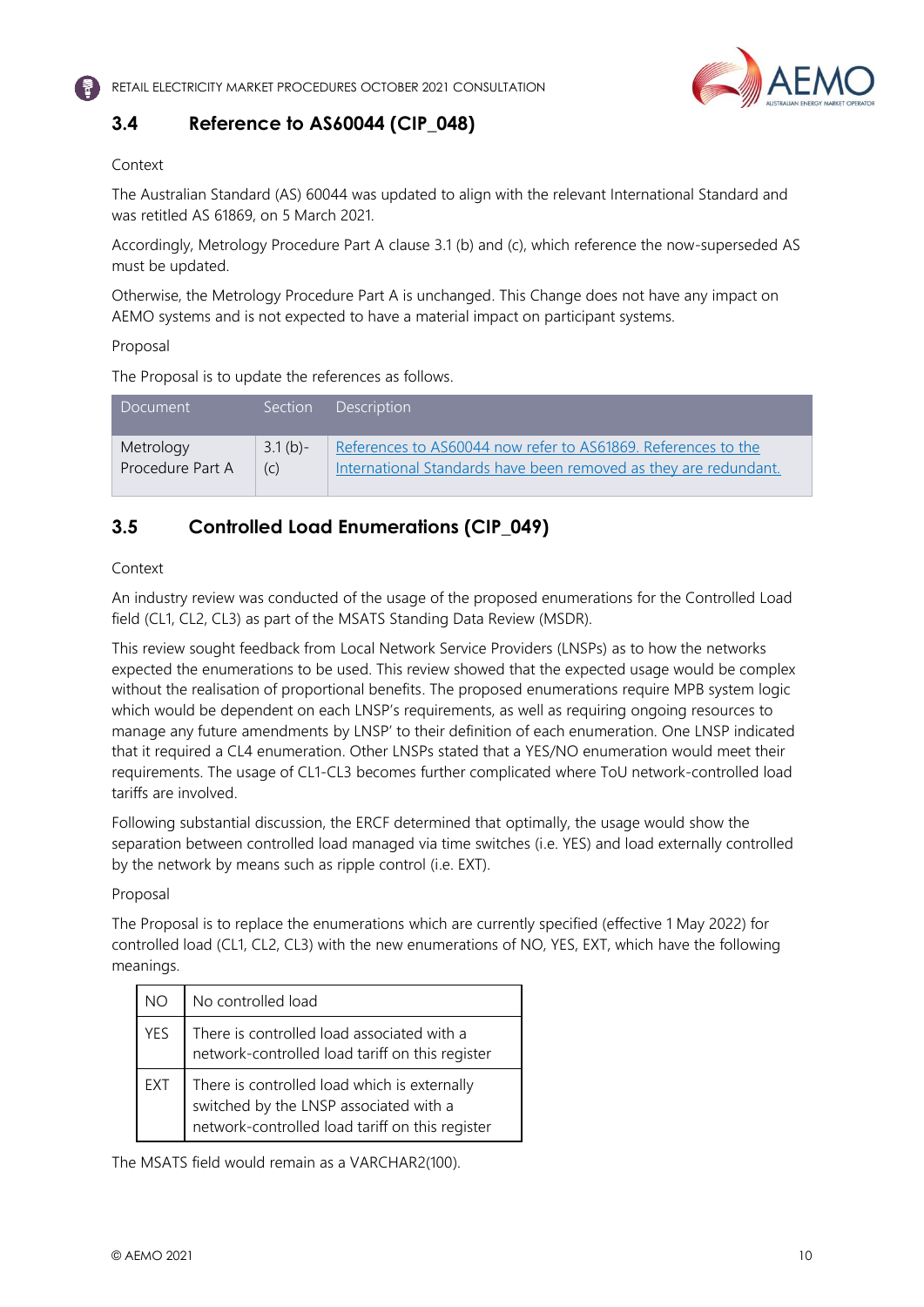## 3.4 Reference to AS60044 (CIP_048)

Context

The Australian Standard (AS) 60044 was updated to align with the relevant International Standard and was retitled AS 61869, on 5 March 2021.

Accordingly, Metrology Procedure Part A clause 3.1 (b) and (c), which reference the now-superseded AS must be updated.

Otherwise, the Metrology Procedure Part A is unchanged. This Change does not have any impact on AEMO systems and is not expected to have a material impact on participant systems.

Proposal

The Proposal is to update the references as follows.

| Document | Section | Description |
|---|---|---|
| Metrology Procedure Part A | 3.1 (b)-(c) | References to AS60044 now refer to AS61869. References to the International Standards have been removed as they are redundant. |

## 3.5 Controlled Load Enumerations (CIP_049)

Context

An industry review was conducted of the usage of the proposed enumerations for the Controlled Load field (CL1, CL2, CL3) as part of the MSATS Standing Data Review (MSDR).

This review sought feedback from Local Network Service Providers (LNSPs) as to how the networks expected the enumerations to be used. This review showed that the expected usage would be complex without the realisation of proportional benefits. The proposed enumerations require MPB system logic which would be dependent on each LNSP's requirements, as well as requiring ongoing resources to manage any future amendments by LNSP' to their definition of each enumeration. One LNSP indicated that it required a CL4 enumeration. Other LNSPs stated that a YES/NO enumeration would meet their requirements. The usage of CL1-CL3 becomes further complicated where ToU network-controlled load tariffs are involved.

Following substantial discussion, the ERCF determined that optimally, the usage would show the separation between controlled load managed via time switches (i.e. YES) and load externally controlled by the network by means such as ripple control (i.e. EXT).

Proposal

The Proposal is to replace the enumerations which are currently specified (effective 1 May 2022) for controlled load (CL1, CL2, CL3) with the new enumerations of NO, YES, EXT, which have the following meanings.

| | |
|---|---|
| NO | No controlled load |
| YES | There is controlled load associated with a network-controlled load tariff on this register |
| EXT | There is controlled load which is externally switched by the LNSP associated with a network-controlled load tariff on this register |

The MSATS field would remain as a VARCHAR2(100).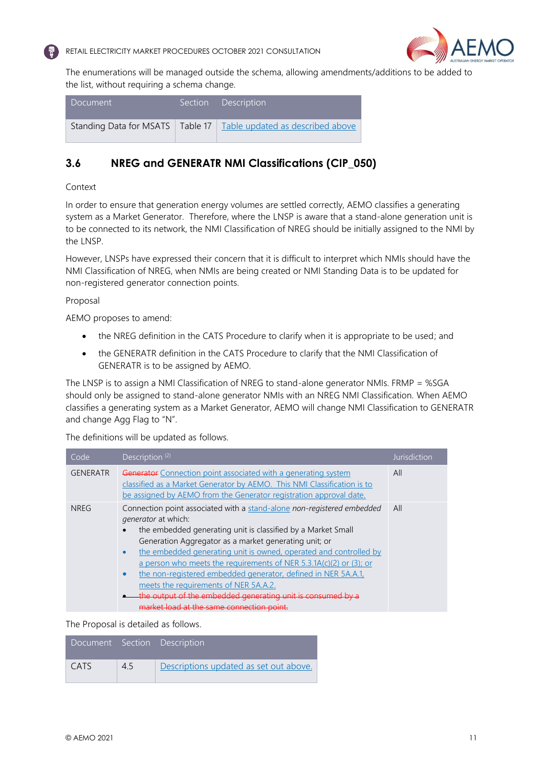The enumerations will be managed outside the schema, allowing amendments/additions to be added to the list, without requiring a schema change.

| Document | Section | Description |
|---|---|---|
| Standing Data for MSATS | Table 17 | Table updated as described above |

## 3.6 NREG and GENERATR NMI Classifications (CIP_050)

Context

In order to ensure that generation energy volumes are settled correctly, AEMO classifies a generating system as a Market Generator. Therefore, where the LNSP is aware that a stand-alone generation unit is to be connected to its network, the NMI Classification of NREG should be initially assigned to the NMI by the LNSP.

However, LNSPs have expressed their concern that it is difficult to interpret which NMIs should have the NMI Classification of NREG, when NMIs are being created or NMI Standing Data is to be updated for non-registered generator connection points.

Proposal

AEMO proposes to amend:

- the NREG definition in the CATS Procedure to clarify when it is appropriate to be used; and
- the GENERATR definition in the CATS Procedure to clarify that the NMI Classification of GENERATR is to be assigned by AEMO.

The LNSP is to assign a NMI Classification of NREG to stand-alone generator NMIs. FRMP = %SGA should only be assigned to stand-alone generator NMIs with an NREG NMI Classification. When AEMO classifies a generating system as a Market Generator, AEMO will change NMI Classification to GENERATR and change Agg Flag to "N".

The definitions will be updated as follows.

| Code | Description [2] | Jurisdiction |
|---|---|---|
| GENERATR | ~~Generator~~ Connection point associated with a generating system classified as a Market Generator by AEMO. This NMI Classification is to be assigned by AEMO from the Generator registration approval date. | All |
| NREG | Connection point associated with a stand-alone *non-registered embedded generator* at which:<br>• the embedded generating unit is classified by a Market Small Generation Aggregator as a market generating unit; or<br>• the embedded generating unit is owned, operated and controlled by a person who meets the requirements of NER 5.3.1A(c)(2) or (3); or<br>• the non-registered embedded generator, defined in NER 5A.A.1, meets the requirements of NER 5A.A.2.<br>• ~~the output of the embedded generating unit is consumed by a market load at the same connection point.~~ | All |

The Proposal is detailed as follows.

| Document | Section | Description |
|---|---|---|
| CATS | 4.5 | Descriptions updated as set out above. |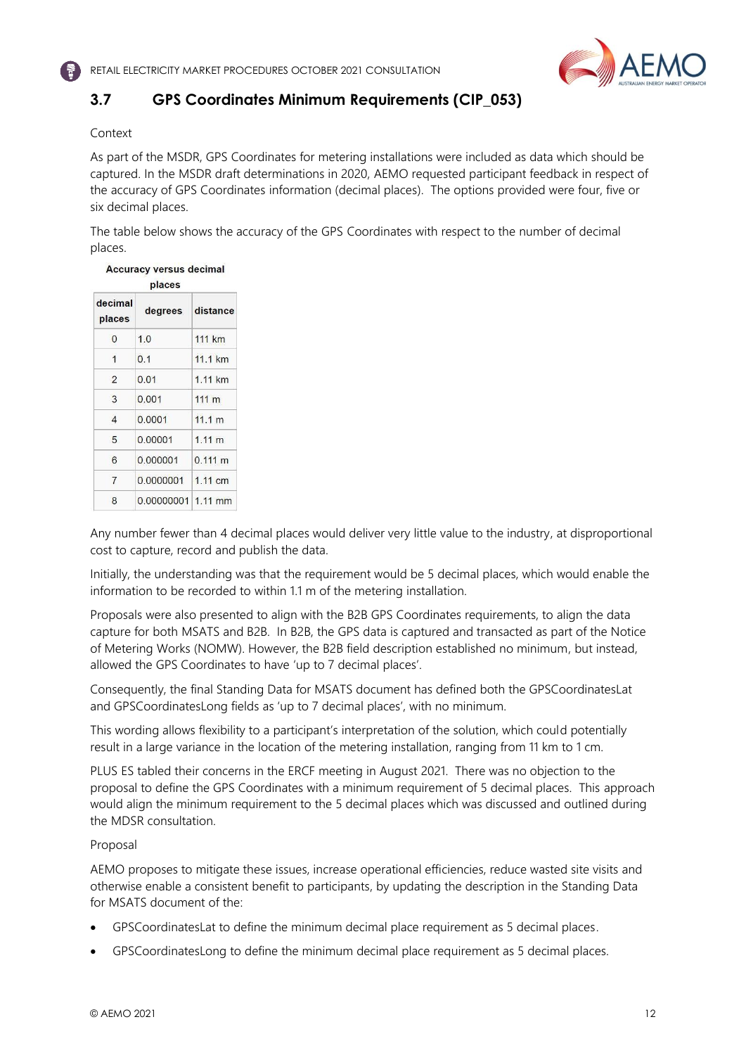### 3.7 GPS Coordinates Minimum Requirements (CIP_053)

Context

As part of the MSDR, GPS Coordinates for metering installations were included as data which should be captured. In the MSDR draft determinations in 2020, AEMO requested participant feedback in respect of the accuracy of GPS Coordinates information (decimal places). The options provided were four, five or six decimal places.

The table below shows the accuracy of the GPS Coordinates with respect to the number of decimal places.

**Accuracy versus decimal places**

| decimal places | degrees | distance |
|---|---|---|
| 0 | 1.0 | 111 km |
| 1 | 0.1 | 11.1 km |
| 2 | 0.01 | 1.11 km |
| 3 | 0.001 | 111 m |
| 4 | 0.0001 | 11.1 m |
| 5 | 0.00001 | 1.11 m |
| 6 | 0.000001 | 0.111 m |
| 7 | 0.0000001 | 1.11 cm |
| 8 | 0.00000001 | 1.11 mm |

Any number fewer than 4 decimal places would deliver very little value to the industry, at disproportional cost to capture, record and publish the data.

Initially, the understanding was that the requirement would be 5 decimal places, which would enable the information to be recorded to within 1.1 m of the metering installation.

Proposals were also presented to align with the B2B GPS Coordinates requirements, to align the data capture for both MSATS and B2B. In B2B, the GPS data is captured and transacted as part of the Notice of Metering Works (NOMW). However, the B2B field description established no minimum, but instead, allowed the GPS Coordinates to have 'up to 7 decimal places'.

Consequently, the final Standing Data for MSATS document has defined both the GPSCoordinatesLat and GPSCoordinatesLong fields as 'up to 7 decimal places', with no minimum.

This wording allows flexibility to a participant's interpretation of the solution, which could potentially result in a large variance in the location of the metering installation, ranging from 11 km to 1 cm.

PLUS ES tabled their concerns in the ERCF meeting in August 2021. There was no objection to the proposal to define the GPS Coordinates with a minimum requirement of 5 decimal places. This approach would align the minimum requirement to the 5 decimal places which was discussed and outlined during the MDSR consultation.

Proposal

AEMO proposes to mitigate these issues, increase operational efficiencies, reduce wasted site visits and otherwise enable a consistent benefit to participants, by updating the description in the Standing Data for MSATS document of the:

- GPSCoordinatesLat to define the minimum decimal place requirement as 5 decimal places.
- GPSCoordinatesLong to define the minimum decimal place requirement as 5 decimal places.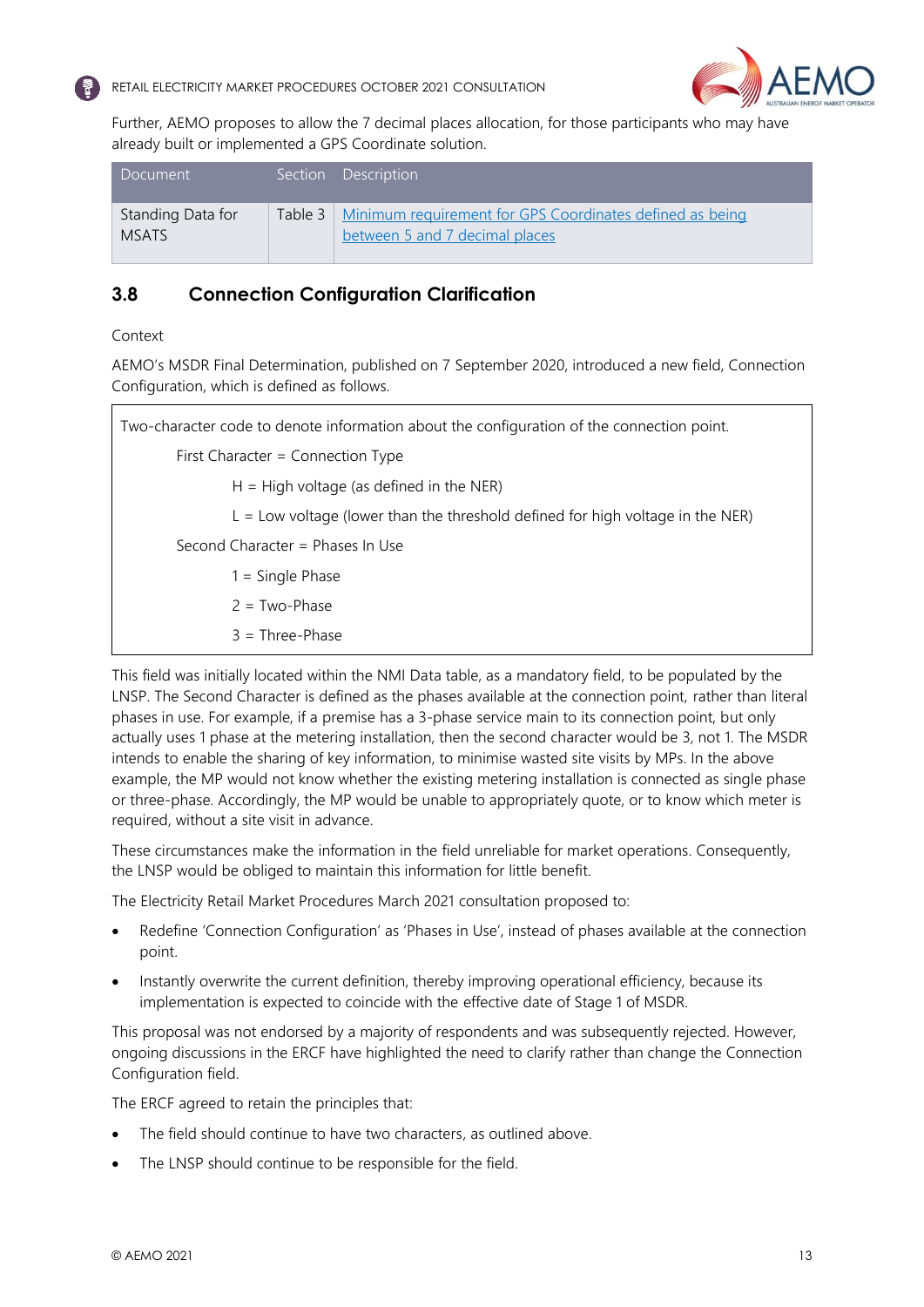Further, AEMO proposes to allow the 7 decimal places allocation, for those participants who may have already built or implemented a GPS Coordinate solution.

| Document | Section | Description |
|---|---|---|
| Standing Data for MSATS | Table 3 | Minimum requirement for GPS Coordinates defined as being between 5 and 7 decimal places |

## 3.8 Connection Configuration Clarification

Context

AEMO's MSDR Final Determination, published on 7 September 2020, introduced a new field, Connection Configuration, which is defined as follows.

> Two-character code to denote information about the configuration of the connection point.
>
> First Character = Connection Type
>
> H = High voltage (as defined in the NER)
>
> L = Low voltage (lower than the threshold defined for high voltage in the NER)
>
> Second Character = Phases In Use
>
> 1 = Single Phase
>
> 2 = Two-Phase
>
> 3 = Three-Phase

This field was initially located within the NMI Data table, as a mandatory field, to be populated by the LNSP. The Second Character is defined as the phases available at the connection point, rather than literal phases in use. For example, if a premise has a 3-phase service main to its connection point, but only actually uses 1 phase at the metering installation, then the second character would be 3, not 1. The MSDR intends to enable the sharing of key information, to minimise wasted site visits by MPs. In the above example, the MP would not know whether the existing metering installation is connected as single phase or three-phase. Accordingly, the MP would be unable to appropriately quote, or to know which meter is required, without a site visit in advance.

These circumstances make the information in the field unreliable for market operations. Consequently, the LNSP would be obliged to maintain this information for little benefit.

The Electricity Retail Market Procedures March 2021 consultation proposed to:

- Redefine 'Connection Configuration' as 'Phases in Use', instead of phases available at the connection point.
- Instantly overwrite the current definition, thereby improving operational efficiency, because its implementation is expected to coincide with the effective date of Stage 1 of MSDR.

This proposal was not endorsed by a majority of respondents and was subsequently rejected. However, ongoing discussions in the ERCF have highlighted the need to clarify rather than change the Connection Configuration field.

The ERCF agreed to retain the principles that:

- The field should continue to have two characters, as outlined above.
- The LNSP should continue to be responsible for the field.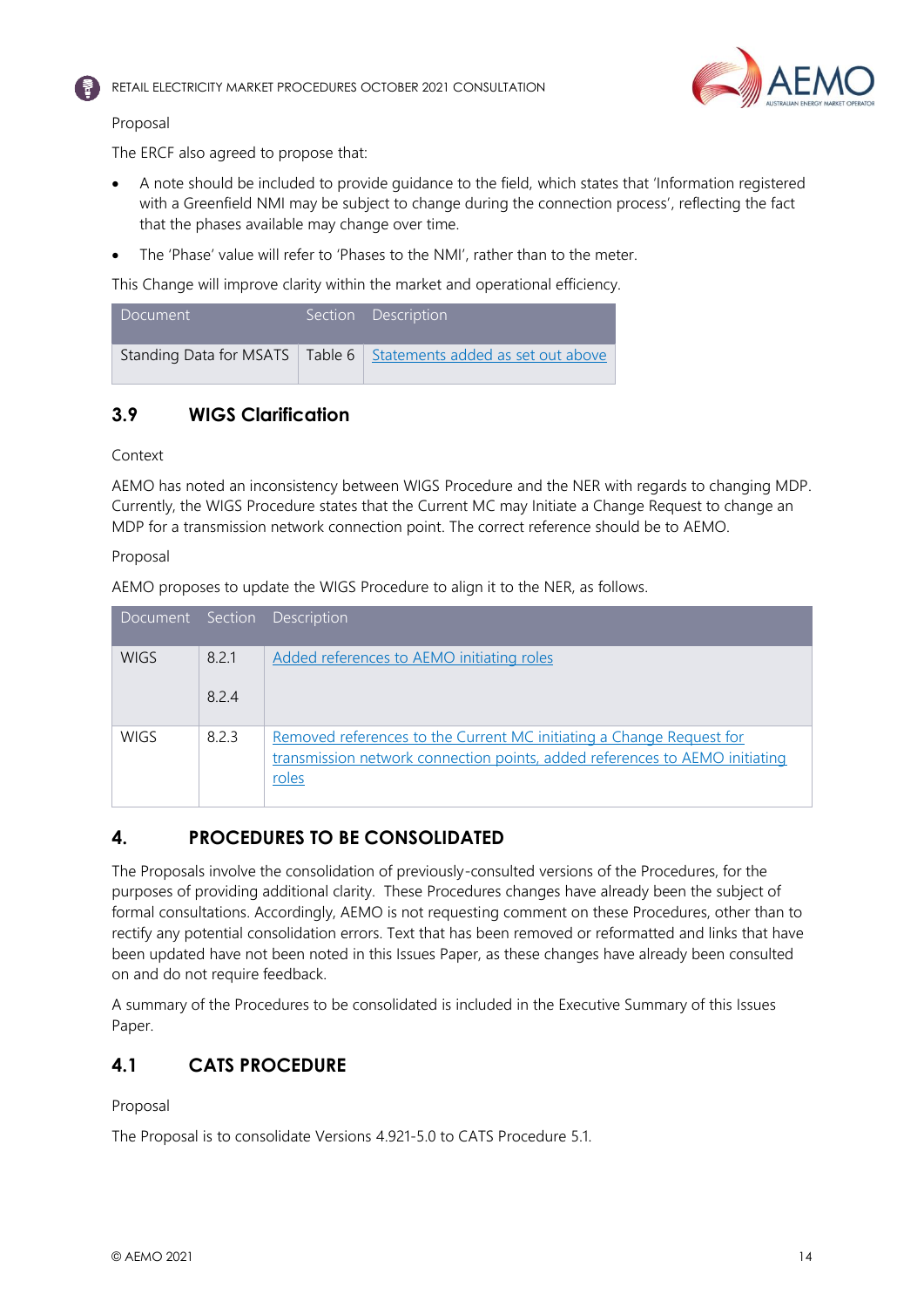Proposal

The ERCF also agreed to propose that:

- A note should be included to provide guidance to the field, which states that 'Information registered with a Greenfield NMI may be subject to change during the connection process', reflecting the fact that the phases available may change over time.
- The 'Phase' value will refer to 'Phases to the NMI', rather than to the meter.

This Change will improve clarity within the market and operational efficiency.

| Document | Section | Description |
|---|---|---|
| Standing Data for MSATS | Table 6 | Statements added as set out above |

## 3.9 WIGS Clarification

Context

AEMO has noted an inconsistency between WIGS Procedure and the NER with regards to changing MDP. Currently, the WIGS Procedure states that the Current MC may Initiate a Change Request to change an MDP for a transmission network connection point. The correct reference should be to AEMO.

Proposal

AEMO proposes to update the WIGS Procedure to align it to the NER, as follows.

| Document | Section | Description |
|---|---|---|
| WIGS | 8.2.1<br>8.2.4 | Added references to AEMO initiating roles |
| WIGS | 8.2.3 | Removed references to the Current MC initiating a Change Request for transmission network connection points, added references to AEMO initiating roles |

# 4. PROCEDURES TO BE CONSOLIDATED

The Proposals involve the consolidation of previously-consulted versions of the Procedures, for the purposes of providing additional clarity. These Procedures changes have already been the subject of formal consultations. Accordingly, AEMO is not requesting comment on these Procedures, other than to rectify any potential consolidation errors. Text that has been removed or reformatted and links that have been updated have not been noted in this Issues Paper, as these changes have already been consulted on and do not require feedback.

A summary of the Procedures to be consolidated is included in the Executive Summary of this Issues Paper.

## 4.1 CATS PROCEDURE

Proposal

The Proposal is to consolidate Versions 4.921-5.0 to CATS Procedure 5.1.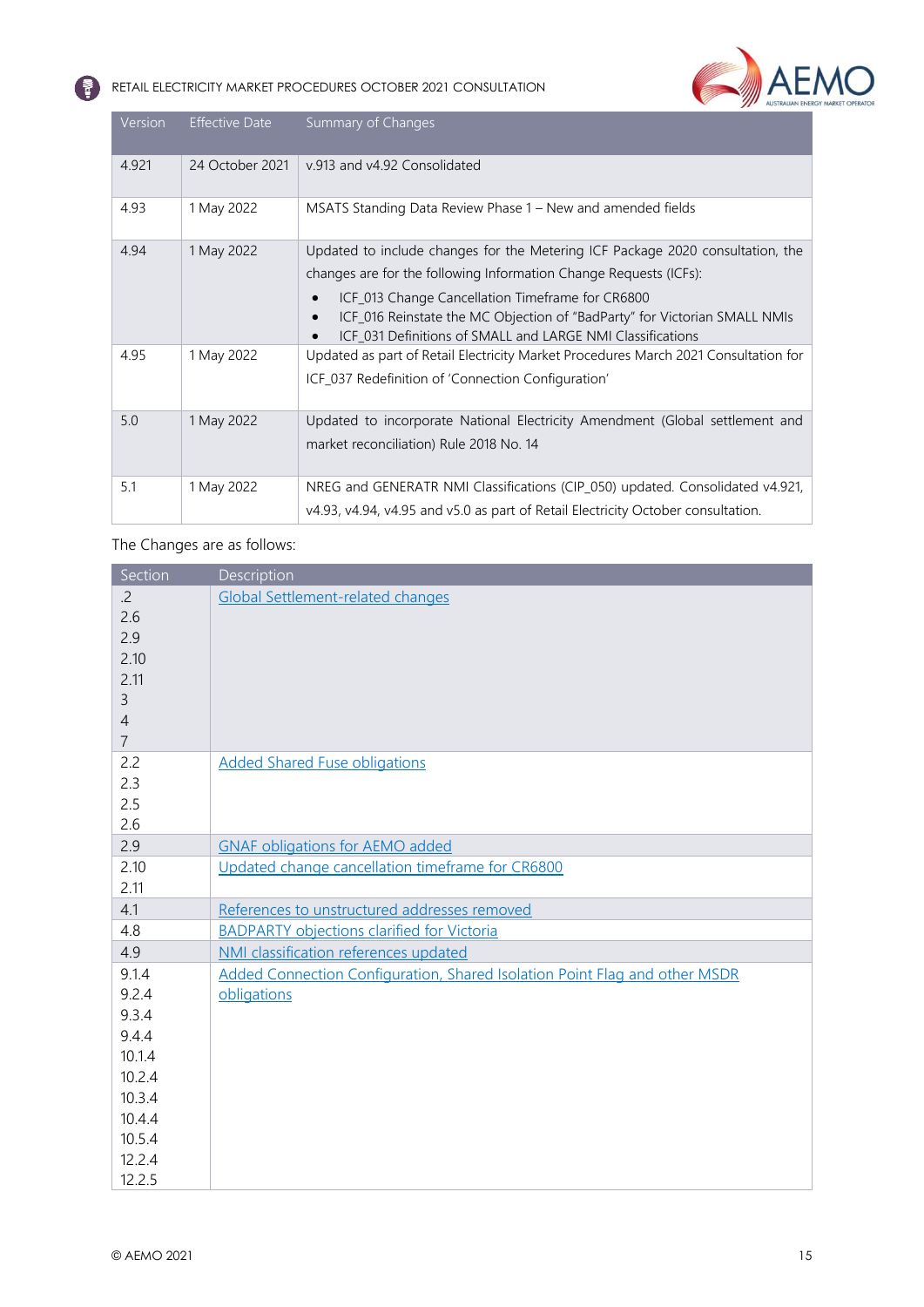| Version | Effective Date | Summary of Changes |
| --- | --- | --- |
| 4.921 | 24 October 2021 | v.913 and v4.92 Consolidated |
| 4.93 | 1 May 2022 | MSATS Standing Data Review Phase 1 – New and amended fields |
| 4.94 | 1 May 2022 | Updated to include changes for the Metering ICF Package 2020 consultation, the changes are for the following Information Change Requests (ICFs): <br>• ICF_013 Change Cancellation Timeframe for CR6800 <br>• ICF_016 Reinstate the MC Objection of "BadParty" for Victorian SMALL NMIs <br>• ICF_031 Definitions of SMALL and LARGE NMI Classifications |
| 4.95 | 1 May 2022 | Updated as part of Retail Electricity Market Procedures March 2021 Consultation for ICF_037 Redefinition of 'Connection Configuration' |
| 5.0 | 1 May 2022 | Updated to incorporate National Electricity Amendment (Global settlement and market reconciliation) Rule 2018 No. 14 |
| 5.1 | 1 May 2022 | NREG and GENERATR NMI Classifications (CIP_050) updated. Consolidated v4.921, v4.93, v4.94, v4.95 and v5.0 as part of Retail Electricity October consultation. |

The Changes are as follows:

| Section | Description |
| --- | --- |
| .2<br>2.6<br>2.9<br>2.10<br>2.11<br>3<br>4<br>7 | Global Settlement-related changes |
| 2.2<br>2.3<br>2.5<br>2.6 | Added Shared Fuse obligations |
| 2.9 | GNAF obligations for AEMO added |
| 2.10<br>2.11 | Updated change cancellation timeframe for CR6800 |
| 4.1 | References to unstructured addresses removed |
| 4.8 | BADPARTY objections clarified for Victoria |
| 4.9 | NMI classification references updated |
| 9.1.4<br>9.2.4<br>9.3.4<br>9.4.4<br>10.1.4<br>10.2.4<br>10.3.4<br>10.4.4<br>10.5.4<br>12.2.4<br>12.2.5 | Added Connection Configuration, Shared Isolation Point Flag and other MSDR obligations |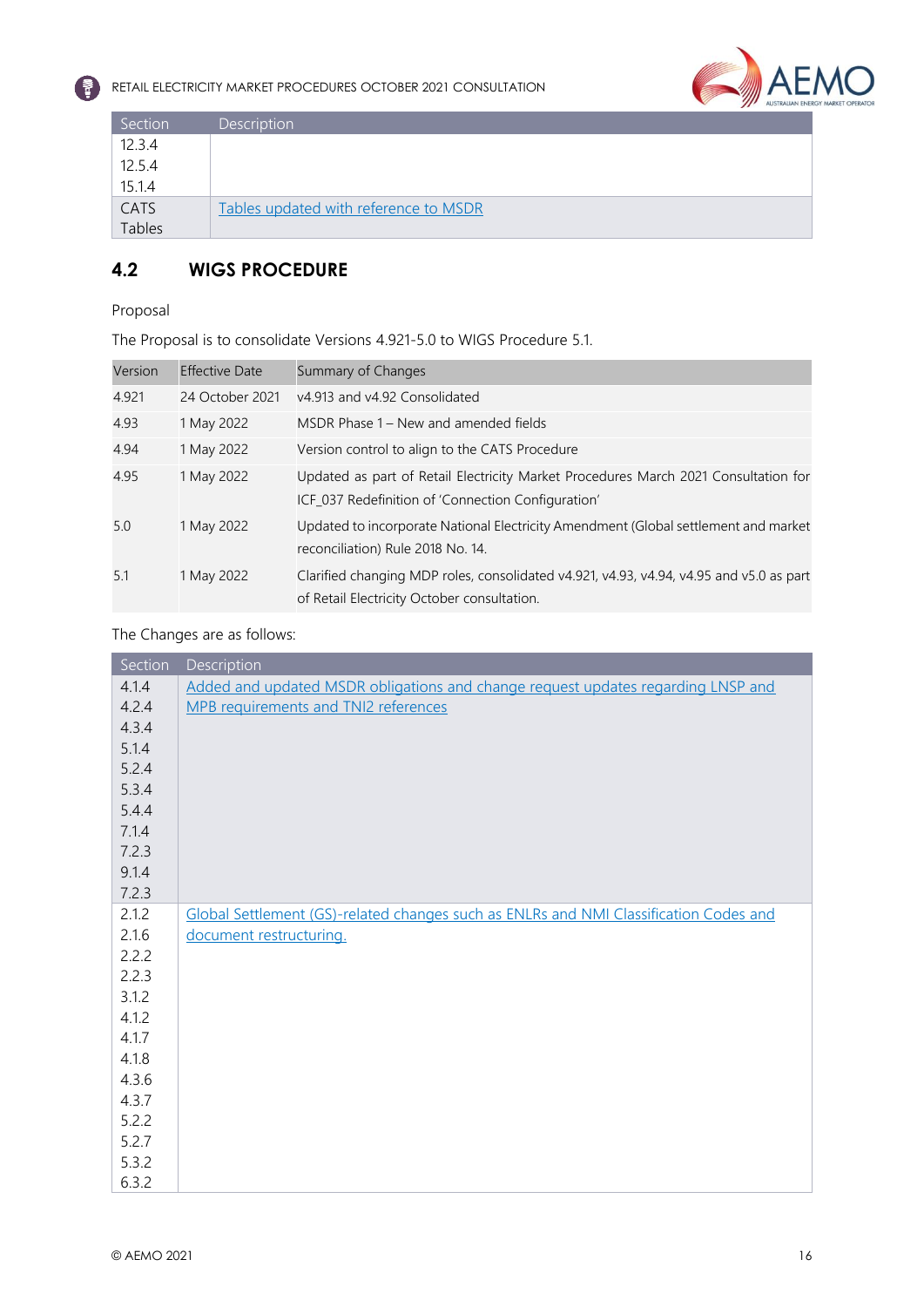| Section | Description |
|---|---|
| 12.3.4<br>12.5.4<br>15.1.4 | |
| CATS Tables | Tables updated with reference to MSDR |

## 4.2 WIGS PROCEDURE

Proposal

The Proposal is to consolidate Versions 4.921-5.0 to WIGS Procedure 5.1.

| Version | Effective Date | Summary of Changes |
|---|---|---|
| 4.921 | 24 October 2021 | v4.913 and v4.92 Consolidated |
| 4.93 | 1 May 2022 | MSDR Phase 1 – New and amended fields |
| 4.94 | 1 May 2022 | Version control to align to the CATS Procedure |
| 4.95 | 1 May 2022 | Updated as part of Retail Electricity Market Procedures March 2021 Consultation for ICF_037 Redefinition of 'Connection Configuration' |
| 5.0 | 1 May 2022 | Updated to incorporate National Electricity Amendment (Global settlement and market reconciliation) Rule 2018 No. 14. |
| 5.1 | 1 May 2022 | Clarified changing MDP roles, consolidated v4.921, v4.93, v4.94, v4.95 and v5.0 as part of Retail Electricity October consultation. |

The Changes are as follows:

| Section | Description |
|---|---|
| 4.1.4<br>4.2.4<br>4.3.4<br>5.1.4<br>5.2.4<br>5.3.4<br>5.4.4<br>7.1.4<br>7.2.3<br>9.1.4<br>7.2.3 | Added and updated MSDR obligations and change request updates regarding LNSP and MPB requirements and TNI2 references |
| 2.1.2<br>2.1.6<br>2.2.2<br>2.2.3<br>3.1.2<br>4.1.2<br>4.1.7<br>4.1.8<br>4.3.6<br>4.3.7<br>5.2.2<br>5.2.7<br>5.3.2<br>6.3.2 | Global Settlement (GS)-related changes such as ENLRs and NMI Classification Codes and document restructuring. |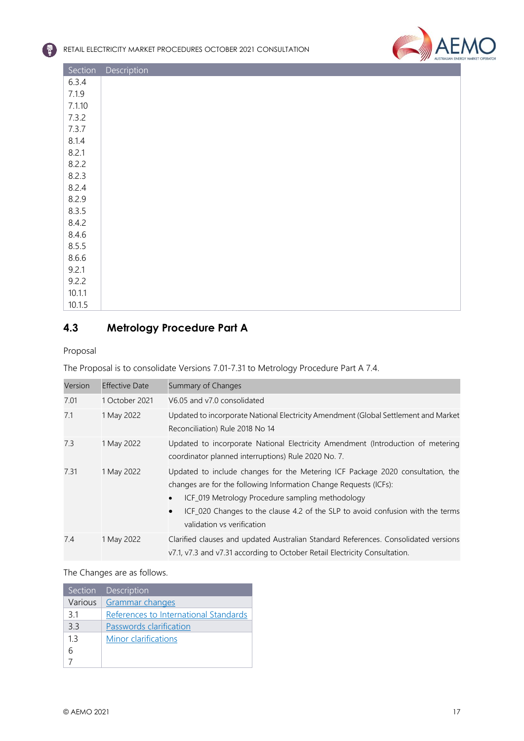| Section | Description |
| --- | --- |
| 6.3.4 | |
| 7.1.9 | |
| 7.1.10 | |
| 7.3.2 | |
| 7.3.7 | |
| 8.1.4 | |
| 8.2.1 | |
| 8.2.2 | |
| 8.2.3 | |
| 8.2.4 | |
| 8.2.9 | |
| 8.3.5 | |
| 8.4.2 | |
| 8.4.6 | |
| 8.5.5 | |
| 8.6.6 | |
| 9.2.1 | |
| 9.2.2 | |
| 10.1.1 | |
| 10.1.5 | |

## 4.3 Metrology Procedure Part A

Proposal

The Proposal is to consolidate Versions 7.01-7.31 to Metrology Procedure Part A 7.4.

| Version | Effective Date | Summary of Changes |
| --- | --- | --- |
| 7.01 | 1 October 2021 | V6.05 and v7.0 consolidated |
| 7.1 | 1 May 2022 | Updated to incorporate National Electricity Amendment (Global Settlement and Market Reconciliation) Rule 2018 No 14 |
| 7.3 | 1 May 2022 | Updated to incorporate National Electricity Amendment (Introduction of metering coordinator planned interruptions) Rule 2020 No. 7. |
| 7.31 | 1 May 2022 | Updated to include changes for the Metering ICF Package 2020 consultation, the changes are for the following Information Change Requests (ICFs): <br>• ICF_019 Metrology Procedure sampling methodology <br>• ICF_020 Changes to the clause 4.2 of the SLP to avoid confusion with the terms validation vs verification |
| 7.4 | 1 May 2022 | Clarified clauses and updated Australian Standard References. Consolidated versions v7.1, v7.3 and v7.31 according to October Retail Electricity Consultation. |

The Changes are as follows.

| Section | Description |
| --- | --- |
| Various | Grammar changes |
| 3.1 | References to International Standards |
| 3.3 | Passwords clarification |
| 1.3<br>6<br>7 | Minor clarifications |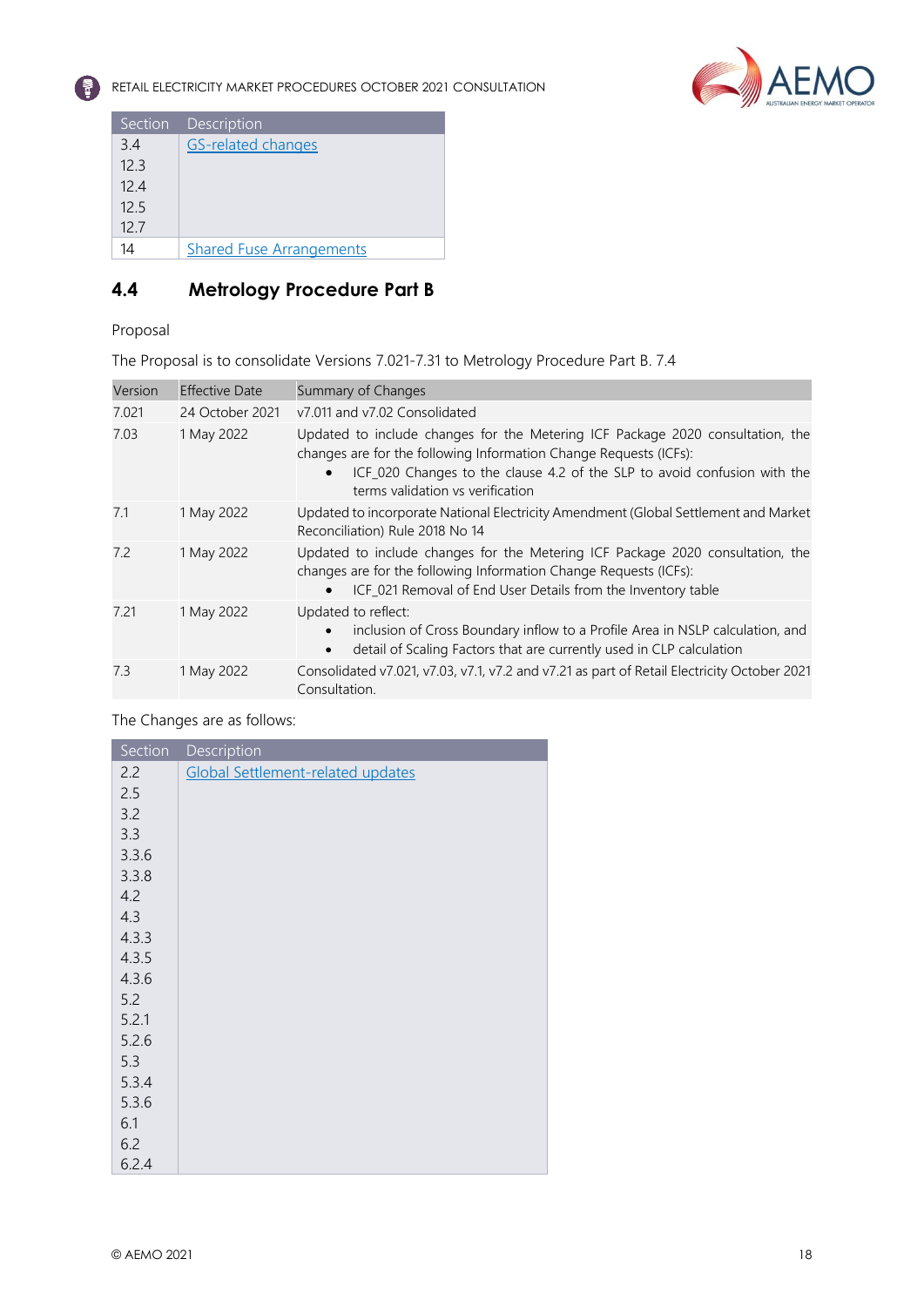| Section | Description |
|---|---|
| 3.4 | GS-related changes |
| 12.3 | |
| 12.4 | |
| 12.5 | |
| 12.7 | |
| 14 | Shared Fuse Arrangements |

## 4.4 Metrology Procedure Part B

Proposal

The Proposal is to consolidate Versions 7.021-7.31 to Metrology Procedure Part B. 7.4

| Version | Effective Date | Summary of Changes |
|---|---|---|
| 7.021 | 24 October 2021 | v7.011 and v7.02 Consolidated |
| 7.03 | 1 May 2022 | Updated to include changes for the Metering ICF Package 2020 consultation, the changes are for the following Information Change Requests (ICFs):<br>• ICF_020 Changes to the clause 4.2 of the SLP to avoid confusion with the terms validation vs verification |
| 7.1 | 1 May 2022 | Updated to incorporate National Electricity Amendment (Global Settlement and Market Reconciliation) Rule 2018 No 14 |
| 7.2 | 1 May 2022 | Updated to include changes for the Metering ICF Package 2020 consultation, the changes are for the following Information Change Requests (ICFs):<br>• ICF_021 Removal of End User Details from the Inventory table |
| 7.21 | 1 May 2022 | Updated to reflect:<br>• inclusion of Cross Boundary inflow to a Profile Area in NSLP calculation, and<br>• detail of Scaling Factors that are currently used in CLP calculation |
| 7.3 | 1 May 2022 | Consolidated v7.021, v7.03, v7.1, v7.2 and v7.21 as part of Retail Electricity October 2021 Consultation. |

The Changes are as follows:

| Section | Description |
|---|---|
| 2.2 | Global Settlement-related updates |
| 2.5 | |
| 3.2 | |
| 3.3 | |
| 3.3.6 | |
| 3.3.8 | |
| 4.2 | |
| 4.3 | |
| 4.3.3 | |
| 4.3.5 | |
| 4.3.6 | |
| 5.2 | |
| 5.2.1 | |
| 5.2.6 | |
| 5.3 | |
| 5.3.4 | |
| 5.3.6 | |
| 6.1 | |
| 6.2 | |
| 6.2.4 | |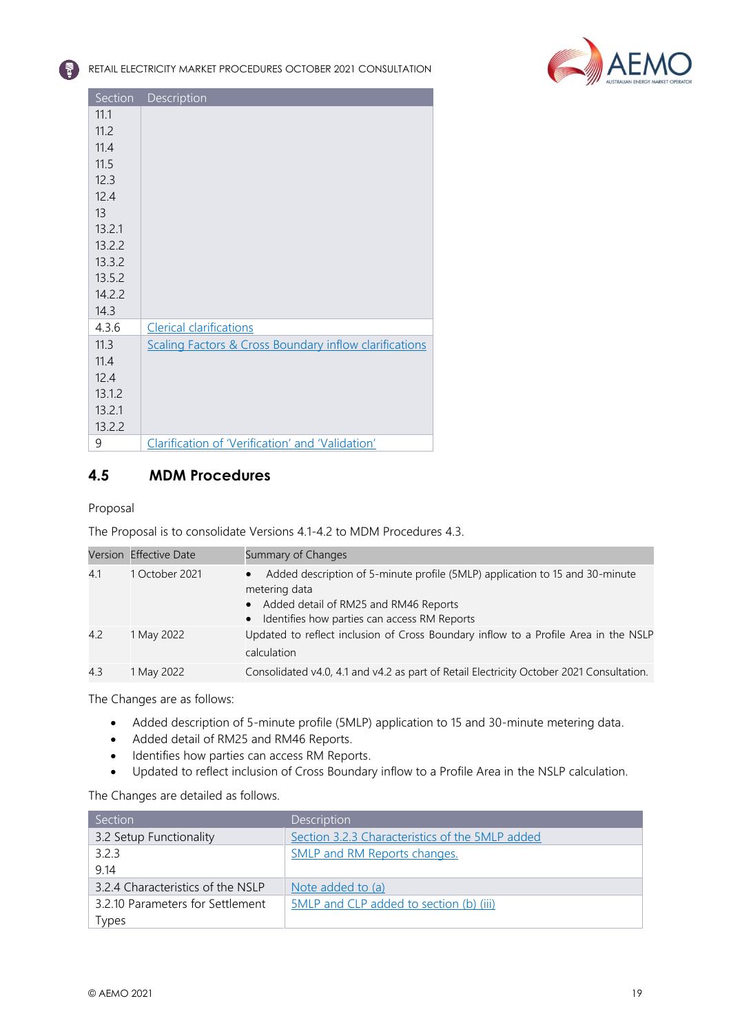| Section | Description |
|---|---|
| 11.1<br>11.2<br>11.4<br>11.5<br>12.3<br>12.4<br>13<br>13.2.1<br>13.2.2<br>13.3.2<br>13.5.2<br>14.2.2<br>14.3 | |
| 4.3.6 | Clerical clarifications |
| 11.3<br>11.4<br>12.4<br>13.1.2<br>13.2.1<br>13.2.2 | Scaling Factors & Cross Boundary inflow clarifications |
| 9 | Clarification of 'Verification' and 'Validation' |

## 4.5 MDM Procedures

Proposal

The Proposal is to consolidate Versions 4.1-4.2 to MDM Procedures 4.3.

| Version | Effective Date | Summary of Changes |
|---|---|---|
| 4.1 | 1 October 2021 | • Added description of 5-minute profile (5MLP) application to 15 and 30-minute metering data<br>• Added detail of RM25 and RM46 Reports<br>• Identifies how parties can access RM Reports |
| 4.2 | 1 May 2022 | Updated to reflect inclusion of Cross Boundary inflow to a Profile Area in the NSLP calculation |
| 4.3 | 1 May 2022 | Consolidated v4.0, 4.1 and v4.2 as part of Retail Electricity October 2021 Consultation. |

The Changes are as follows:

- Added description of 5-minute profile (5MLP) application to 15 and 30-minute metering data.
- Added detail of RM25 and RM46 Reports.
- Identifies how parties can access RM Reports.
- Updated to reflect inclusion of Cross Boundary inflow to a Profile Area in the NSLP calculation.

The Changes are detailed as follows.

| Section | Description |
|---|---|
| 3.2 Setup Functionality | Section 3.2.3 Characteristics of the 5MLP added |
| 3.2.3<br>9.14 | SMLP and RM Reports changes. |
| 3.2.4 Characteristics of the NSLP | Note added to (a) |
| 3.2.10 Parameters for Settlement Types | 5MLP and CLP added to section (b) (iii) |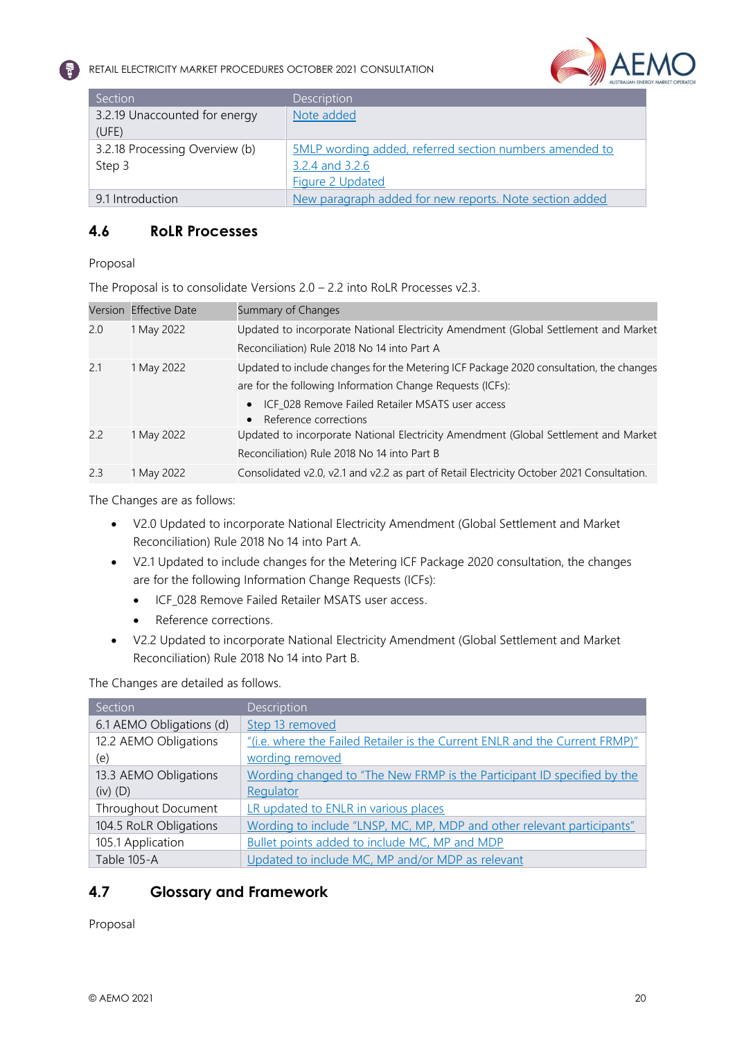| Section | Description |
|---|---|
| 3.2.19 Unaccounted for energy (UFE) | Note added |
| 3.2.18 Processing Overview (b) Step 3 | 5MLP wording added, referred section numbers amended to 3.2.4 and 3.2.6<br>Figure 2 Updated |
| 9.1 Introduction | New paragraph added for new reports. Note section added |

## 4.6 RoLR Processes

Proposal

The Proposal is to consolidate Versions 2.0 – 2.2 into RoLR Processes v2.3.

| Version | Effective Date | Summary of Changes |
|---|---|---|
| 2.0 | 1 May 2022 | Updated to incorporate National Electricity Amendment (Global Settlement and Market Reconciliation) Rule 2018 No 14 into Part A |
| 2.1 | 1 May 2022 | Updated to include changes for the Metering ICF Package 2020 consultation, the changes are for the following Information Change Requests (ICFs):<br>• ICF_028 Remove Failed Retailer MSATS user access<br>• Reference corrections |
| 2.2 | 1 May 2022 | Updated to incorporate National Electricity Amendment (Global Settlement and Market Reconciliation) Rule 2018 No 14 into Part B |
| 2.3 | 1 May 2022 | Consolidated v2.0, v2.1 and v2.2 as part of Retail Electricity October 2021 Consultation. |

The Changes are as follows:

- V2.0 Updated to incorporate National Electricity Amendment (Global Settlement and Market Reconciliation) Rule 2018 No 14 into Part A.
- V2.1 Updated to include changes for the Metering ICF Package 2020 consultation, the changes are for the following Information Change Requests (ICFs):
  - ICF_028 Remove Failed Retailer MSATS user access.
  - Reference corrections.
- V2.2 Updated to incorporate National Electricity Amendment (Global Settlement and Market Reconciliation) Rule 2018 No 14 into Part B.

The Changes are detailed as follows.

| Section | Description |
|---|---|
| 6.1 AEMO Obligations (d) | Step 13 removed |
| 12.2 AEMO Obligations (e) | "(i.e. where the Failed Retailer is the Current ENLR and the Current FRMP)" wording removed |
| 13.3 AEMO Obligations (iv) (D) | Wording changed to "The New FRMP is the Participant ID specified by the Regulator |
| Throughout Document | LR updated to ENLR in various places |
| 104.5 RoLR Obligations | Wording to include "LNSP, MC, MP, MDP and other relevant participants" |
| 105.1 Application | Bullet points added to include MC, MP and MDP |
| Table 105-A | Updated to include MC, MP and/or MDP as relevant |

## 4.7 Glossary and Framework

Proposal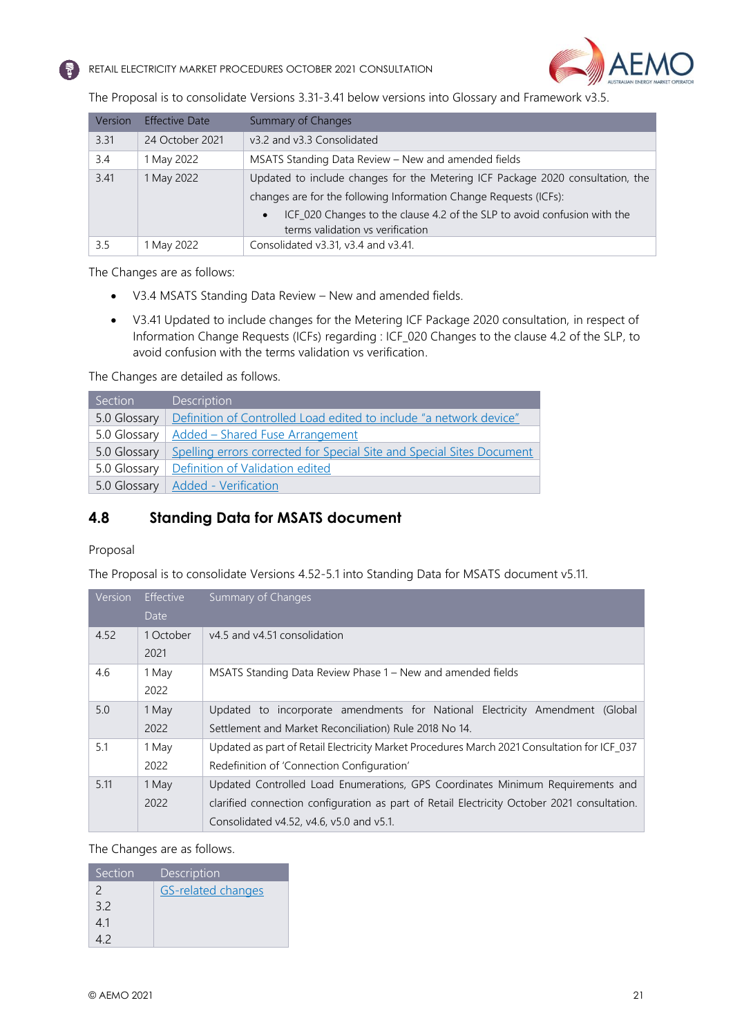The Proposal is to consolidate Versions 3.31-3.41 below versions into Glossary and Framework v3.5.

| Version | Effective Date | Summary of Changes |
|---|---|---|
| 3.31 | 24 October 2021 | v3.2 and v3.3 Consolidated |
| 3.4 | 1 May 2022 | MSATS Standing Data Review – New and amended fields |
| 3.41 | 1 May 2022 | Updated to include changes for the Metering ICF Package 2020 consultation, the changes are for the following Information Change Requests (ICFs):<br>• ICF_020 Changes to the clause 4.2 of the SLP to avoid confusion with the terms validation vs verification |
| 3.5 | 1 May 2022 | Consolidated v3.31, v3.4 and v3.41. |

The Changes are as follows:

- V3.4 MSATS Standing Data Review – New and amended fields.
- V3.41 Updated to include changes for the Metering ICF Package 2020 consultation, in respect of Information Change Requests (ICFs) regarding : ICF_020 Changes to the clause 4.2 of the SLP, to avoid confusion with the terms validation vs verification.

The Changes are detailed as follows.

| Section | Description |
|---|---|
| 5.0 Glossary | Definition of Controlled Load edited to include "a network device" |
| 5.0 Glossary | Added – Shared Fuse Arrangement |
| 5.0 Glossary | Spelling errors corrected for Special Site and Special Sites Document |
| 5.0 Glossary | Definition of Validation edited |
| 5.0 Glossary | Added - Verification |

## 4.8 Standing Data for MSATS document

Proposal

The Proposal is to consolidate Versions 4.52-5.1 into Standing Data for MSATS document v5.11.

| Version | Effective Date | Summary of Changes |
|---|---|---|
| 4.52 | 1 October 2021 | v4.5 and v4.51 consolidation |
| 4.6 | 1 May 2022 | MSATS Standing Data Review Phase 1 – New and amended fields |
| 5.0 | 1 May 2022 | Updated to incorporate amendments for National Electricity Amendment (Global Settlement and Market Reconciliation) Rule 2018 No 14. |
| 5.1 | 1 May 2022 | Updated as part of Retail Electricity Market Procedures March 2021 Consultation for ICF_037 Redefinition of 'Connection Configuration' |
| 5.11 | 1 May 2022 | Updated Controlled Load Enumerations, GPS Coordinates Minimum Requirements and clarified connection configuration as part of Retail Electricity October 2021 consultation. Consolidated v4.52, v4.6, v5.0 and v5.1. |

The Changes are as follows.

| Section | Description |
|---|---|
| 2<br>3.2<br>4.1<br>4.2 | GS-related changes |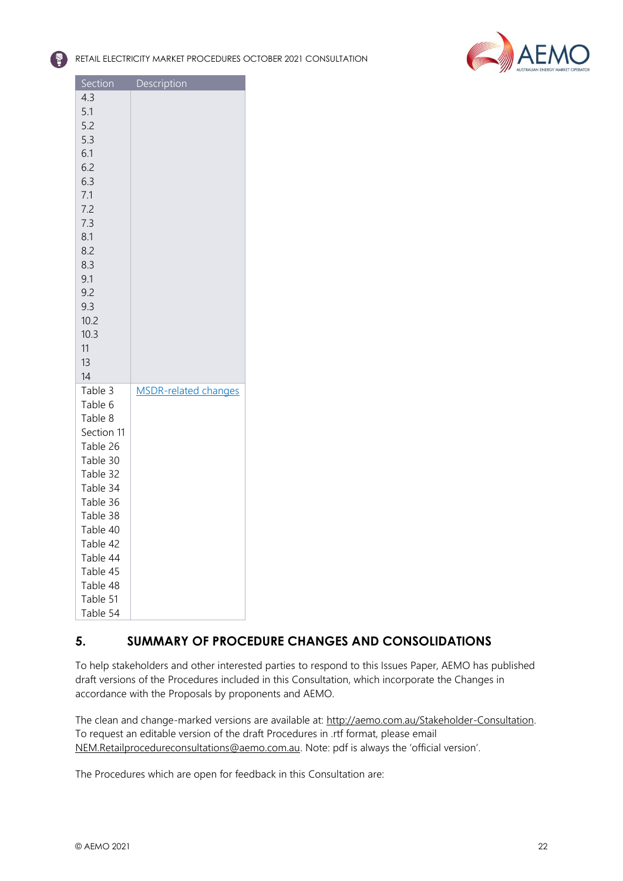| Section | Description |
|---|---|
| 4.3 | |
| 5.1 | |
| 5.2 | |
| 5.3 | |
| 6.1 | |
| 6.2 | |
| 6.3 | |
| 7.1 | |
| 7.2 | |
| 7.3 | |
| 8.1 | |
| 8.2 | |
| 8.3 | |
| 9.1 | |
| 9.2 | |
| 9.3 | |
| 10.2 | |
| 10.3 | |
| 11 | |
| 13 | |
| 14 | |
| Table 3 | MSDR-related changes |
| Table 6 | |
| Table 8 | |
| Section 11 | |
| Table 26 | |
| Table 30 | |
| Table 32 | |
| Table 34 | |
| Table 36 | |
| Table 38 | |
| Table 40 | |
| Table 42 | |
| Table 44 | |
| Table 45 | |
| Table 48 | |
| Table 51 | |
| Table 54 | |

## 5. SUMMARY OF PROCEDURE CHANGES AND CONSOLIDATIONS

To help stakeholders and other interested parties to respond to this Issues Paper, AEMO has published draft versions of the Procedures included in this Consultation, which incorporate the Changes in accordance with the Proposals by proponents and AEMO.

The clean and change-marked versions are available at: http://aemo.com.au/Stakeholder-Consultation. To request an editable version of the draft Procedures in .rtf format, please email NEM.Retailprocedureconsultations@aemo.com.au. Note: pdf is always the 'official version'.

The Procedures which are open for feedback in this Consultation are: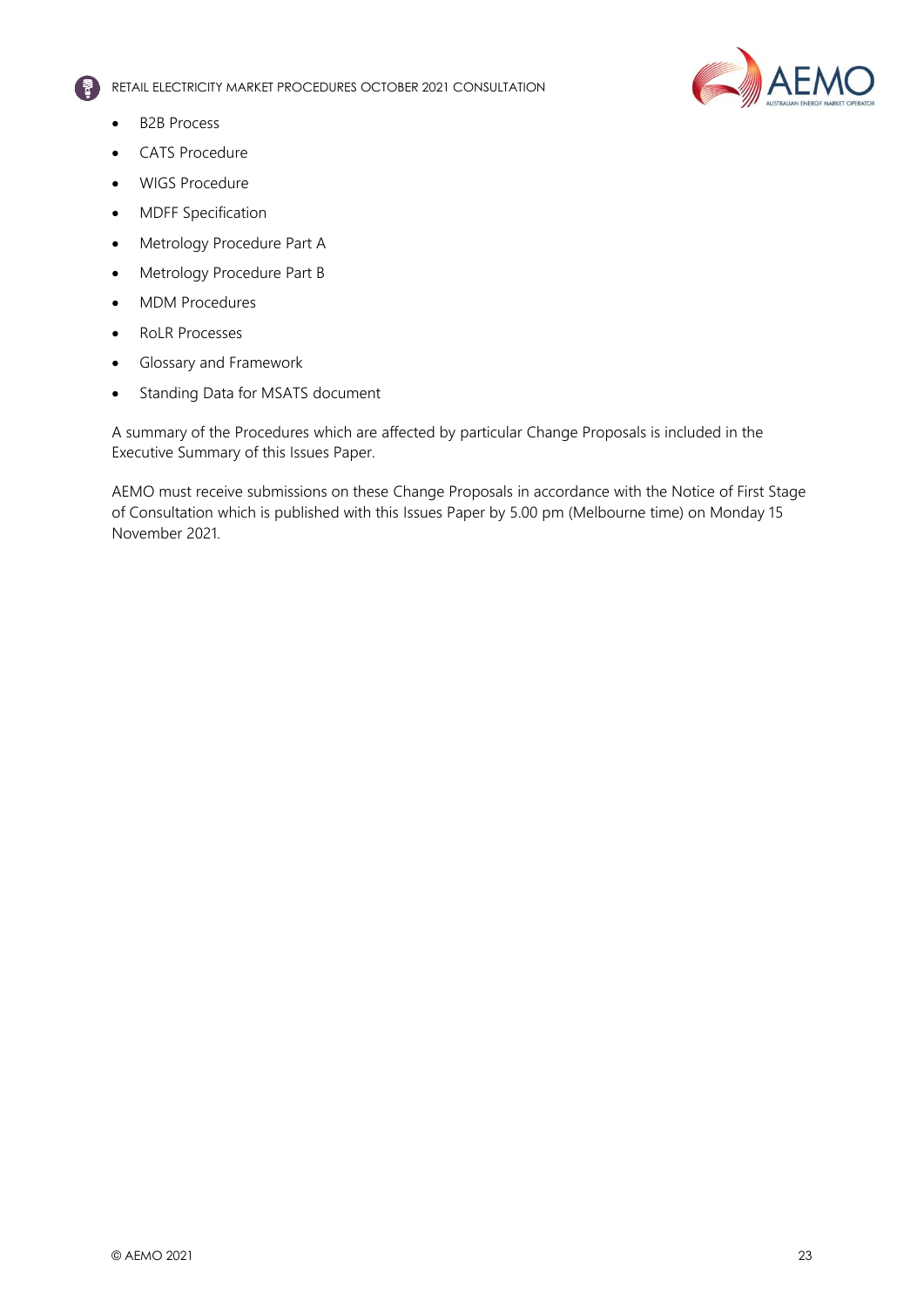- B2B Process
- CATS Procedure
- WIGS Procedure
- MDFF Specification
- Metrology Procedure Part A
- Metrology Procedure Part B
- MDM Procedures
- RoLR Processes
- Glossary and Framework
- Standing Data for MSATS document

A summary of the Procedures which are affected by particular Change Proposals is included in the Executive Summary of this Issues Paper.

AEMO must receive submissions on these Change Proposals in accordance with the Notice of First Stage of Consultation which is published with this Issues Paper by 5.00 pm (Melbourne time) on Monday 15 November 2021.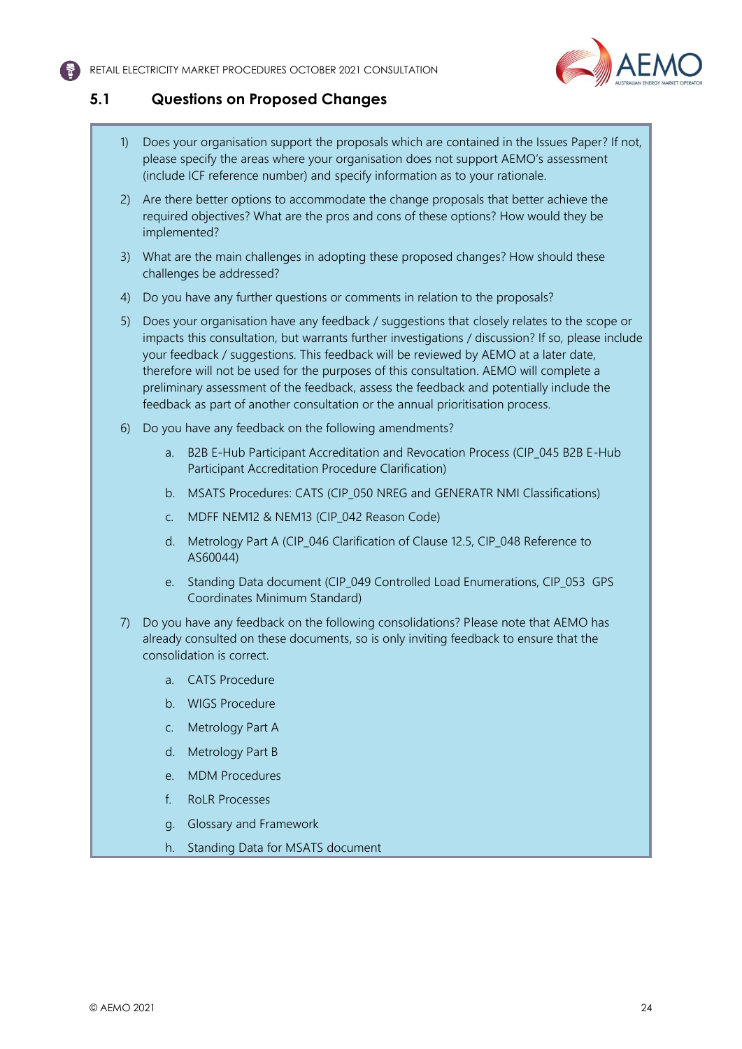## 5.1 Questions on Proposed Changes

1) Does your organisation support the proposals which are contained in the Issues Paper? If not, please specify the areas where your organisation does not support AEMO's assessment (include ICF reference number) and specify information as to your rationale.

2) Are there better options to accommodate the change proposals that better achieve the required objectives? What are the pros and cons of these options? How would they be implemented?

3) What are the main challenges in adopting these proposed changes? How should these challenges be addressed?

4) Do you have any further questions or comments in relation to the proposals?

5) Does your organisation have any feedback / suggestions that closely relates to the scope or impacts this consultation, but warrants further investigations / discussion? If so, please include your feedback / suggestions. This feedback will be reviewed by AEMO at a later date, therefore will not be used for the purposes of this consultation. AEMO will complete a preliminary assessment of the feedback, assess the feedback and potentially include the feedback as part of another consultation or the annual prioritisation process.

6) Do you have any feedback on the following amendments?

   a. B2B E-Hub Participant Accreditation and Revocation Process (CIP_045 B2B E-Hub Participant Accreditation Procedure Clarification)

   b. MSATS Procedures: CATS (CIP_050 NREG and GENERATR NMI Classifications)

   c. MDFF NEM12 & NEM13 (CIP_042 Reason Code)

   d. Metrology Part A (CIP_046 Clarification of Clause 12.5, CIP_048 Reference to AS60044)

   e. Standing Data document (CIP_049 Controlled Load Enumerations, CIP_053 GPS Coordinates Minimum Standard)

7) Do you have any feedback on the following consolidations? Please note that AEMO has already consulted on these documents, so is only inviting feedback to ensure that the consolidation is correct.

   a. CATS Procedure

   b. WIGS Procedure

   c. Metrology Part A

   d. Metrology Part B

   e. MDM Procedures

   f. RoLR Processes

   g. Glossary and Framework

   h. Standing Data for MSATS document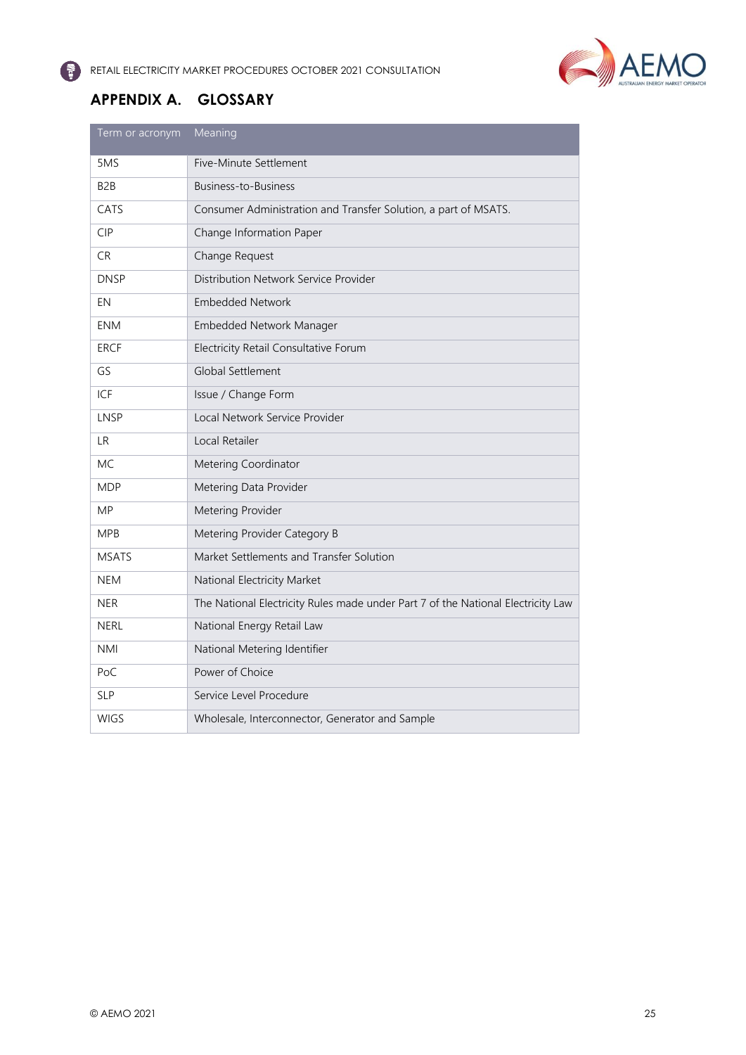# APPENDIX A. GLOSSARY

| Term or acronym | Meaning |
| --- | --- |
| 5MS | Five-Minute Settlement |
| B2B | Business-to-Business |
| CATS | Consumer Administration and Transfer Solution, a part of MSATS. |
| CIP | Change Information Paper |
| CR | Change Request |
| DNSP | Distribution Network Service Provider |
| EN | Embedded Network |
| ENM | Embedded Network Manager |
| ERCF | Electricity Retail Consultative Forum |
| GS | Global Settlement |
| ICF | Issue / Change Form |
| LNSP | Local Network Service Provider |
| LR | Local Retailer |
| MC | Metering Coordinator |
| MDP | Metering Data Provider |
| MP | Metering Provider |
| MPB | Metering Provider Category B |
| MSATS | Market Settlements and Transfer Solution |
| NEM | National Electricity Market |
| NER | The National Electricity Rules made under Part 7 of the National Electricity Law |
| NERL | National Energy Retail Law |
| NMI | National Metering Identifier |
| PoC | Power of Choice |
| SLP | Service Level Procedure |
| WIGS | Wholesale, Interconnector, Generator and Sample |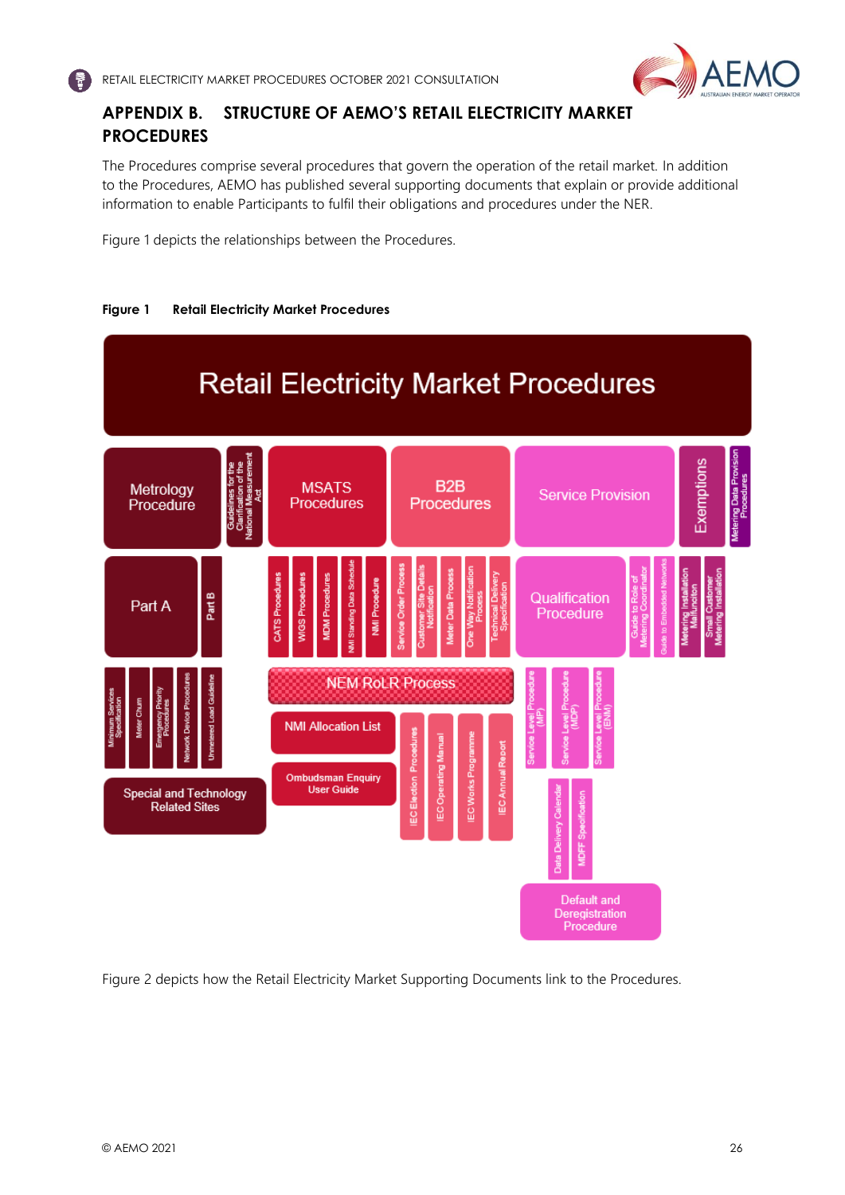## APPENDIX B. STRUCTURE OF AEMO'S RETAIL ELECTRICITY MARKET PROCEDURES

The Procedures comprise several procedures that govern the operation of the retail market. In addition to the Procedures, AEMO has published several supporting documents that explain or provide additional information to enable Participants to fulfil their obligations and procedures under the NER.

Figure 1 depicts the relationships between the Procedures.

**Figure 1 Retail Electricity Market Procedures**

Retail Electricity Market Procedures

Metrology Procedure | Guidelines for the Clarification of the National Measurement Act | MSATS Procedures | B2B Procedures | Service Provision | Exemptions | Metering Data Provision Procedures

Part A | Part B | CATS Procedures | WIGS Procedures | MDM Procedures | NMI Standing Data Schedule | NMI Procedure | Service Order Process | Customer Site Details Notification | Meter Data Process | One Way Notification Process | Technical Delivery Specification | Qualification Procedure | Guide to Role of Metering Coordinator | Guide to Embedded Networks | Metering Installation Malfunction | Small Customer Metering Installation

Minimum Services Specification | Meter Churn | Emergency Priority Procedures | Network Device Procedures | Unmetered Load Guideline | NEM RoLR Process | Service Level Procedure (MP) | Service Level Procedure (MDP) | Service Level Procedure (ENM)

NMI Allocation List | IEC Election Procedures | IEC Operating Manual | IEC Works Programme | IEC Annual Report

Special and Technology Related Sites | Ombudsman Enquiry User Guide | Data Delivery Calendar | MDFF Specification

Default and Deregistration Procedure

Figure 2 depicts how the Retail Electricity Market Supporting Documents link to the Procedures.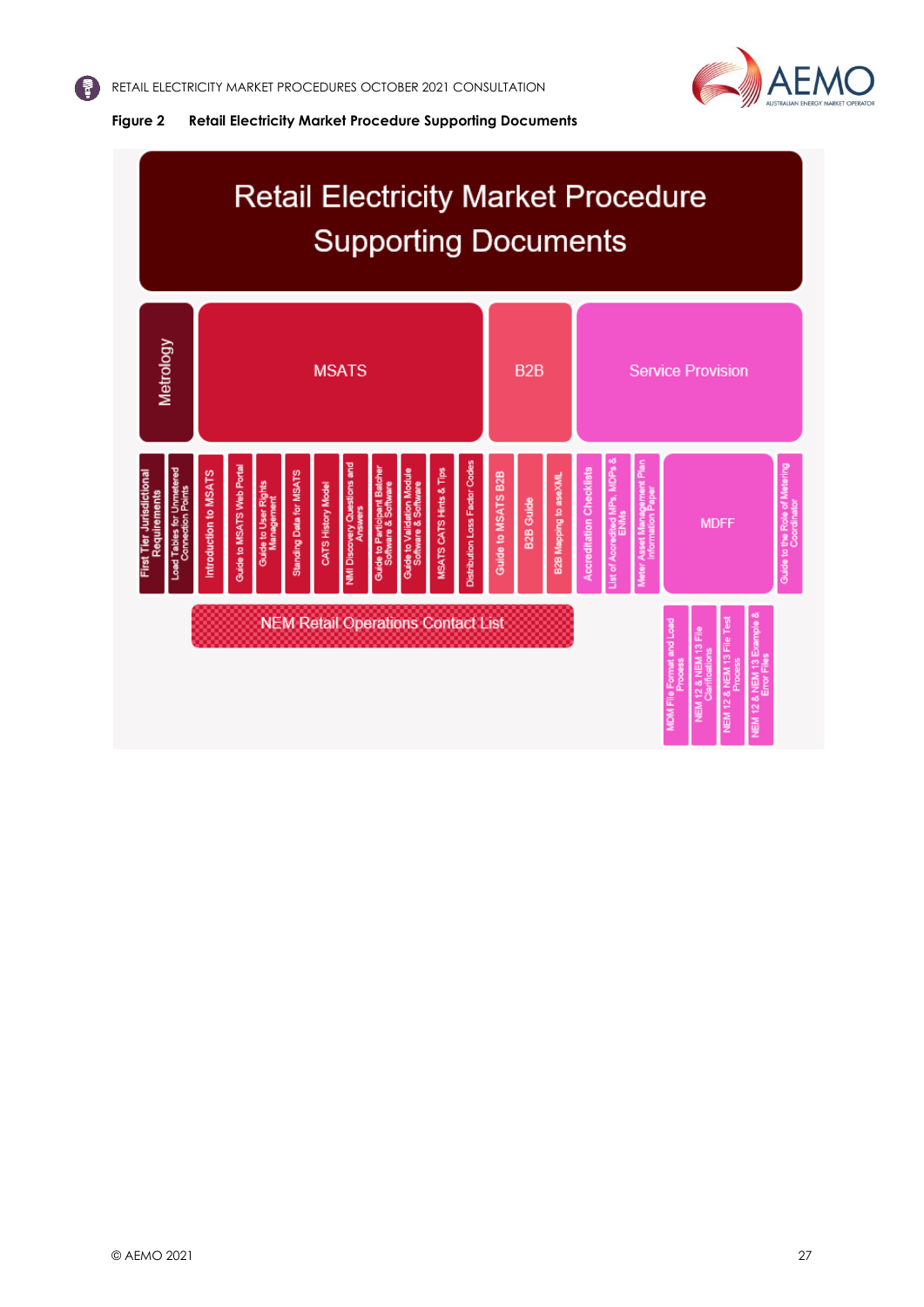**Figure 2 Retail Electricity Market Procedure Supporting Documents**

Retail Electricity Market Procedure Supporting Documents

Metrology

MSATS

B2B

Service Provision

First Tier Jurisdictional Requirements

Load Tables for Unmetered Connection Points

Introduction to MSATS

Guide to MSATS Web Portal

Guide to User Rights Management

Standing Data for MSATS

CATS History Model

NMI Discovery Questions and Answers

Guide to Participant Batcher Software & Software

Guide to Validation Module Software & Software

MSATS CATS Hints & Tips

Distribution Loss Factor Codes

Guide to MSATS B2B

B2B Guide

B2B Mapping to aseXML

Accreditation Checklists

List of Accredited MPs, MDPs & ENMs

Meter Asset Management Plan Information Paper

MDFF

Guide to the Role of Metering Coordinator

NEM Retail Operations Contact List

MDM File Format and Load Process

NEM 12 & NEM 13 File Clarifications

NEM 12 & NEM 13 File Test Process

NEM 12 & NEM 13 Example & Error Files